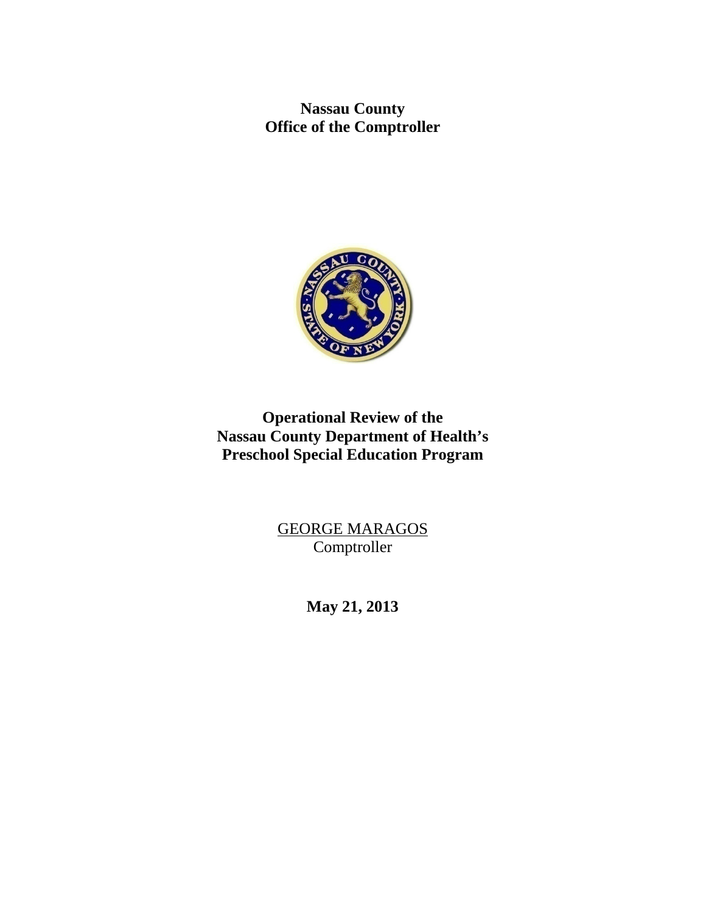**Nassau County**
**Office of the Comptroller**

# Operational Review of the Nassau County Department of Health's Preschool Special Education Program

GEORGE MARAGOS
Comptroller

**May 21, 2013**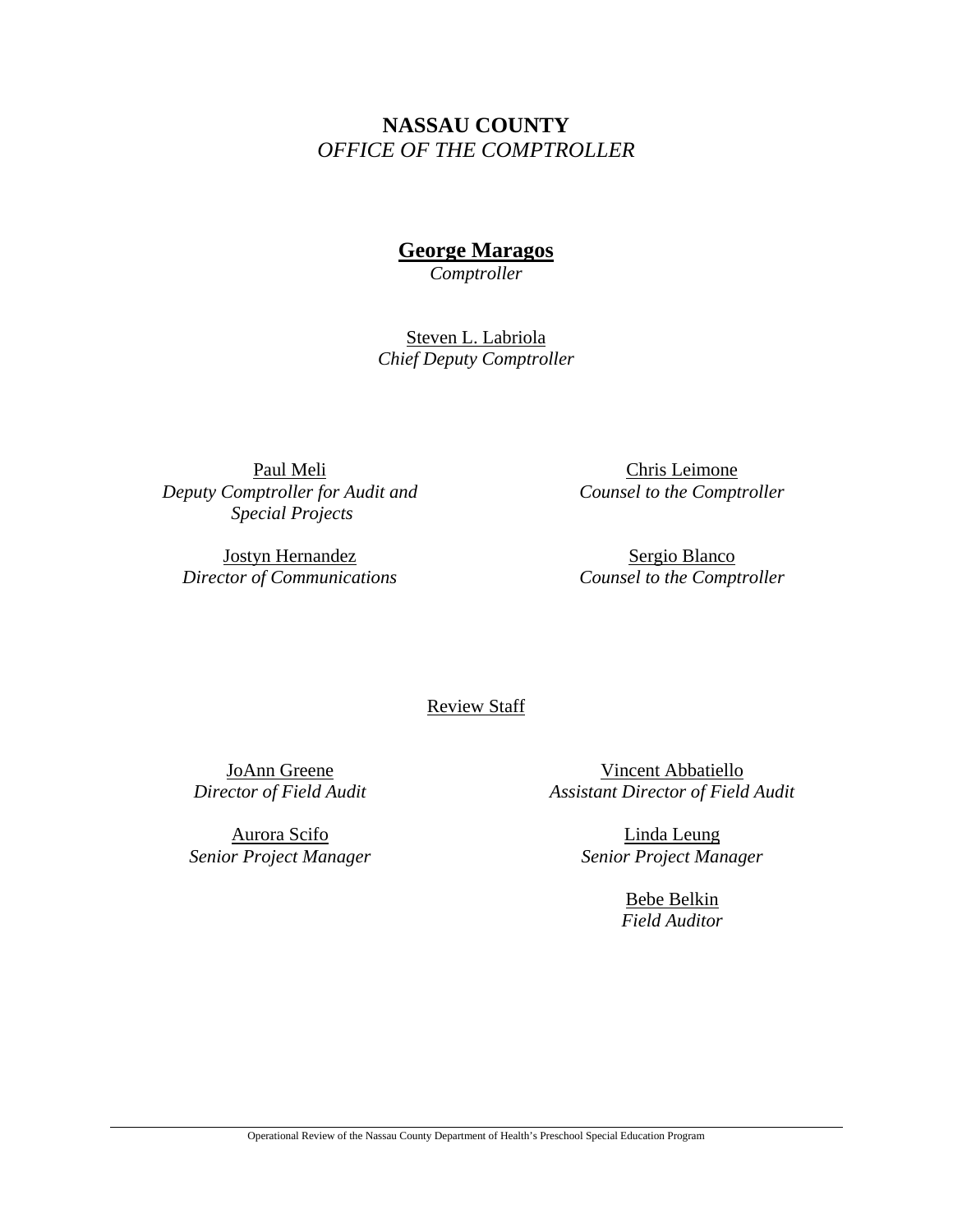**NASSAU COUNTY**

*OFFICE OF THE COMPTROLLER*

**George Maragos**

*Comptroller*

Steven L. Labriola

*Chief Deputy Comptroller*

Paul Meli

*Deputy Comptroller for Audit and Special Projects*

Chris Leimone

*Counsel to the Comptroller*

Jostyn Hernandez

*Director of Communications*

Sergio Blanco

*Counsel to the Comptroller*

Review Staff

JoAnn Greene

*Director of Field Audit*

Vincent Abbatiello

*Assistant Director of Field Audit*

Aurora Scifo

*Senior Project Manager*

Linda Leung

*Senior Project Manager*

Bebe Belkin

*Field Auditor*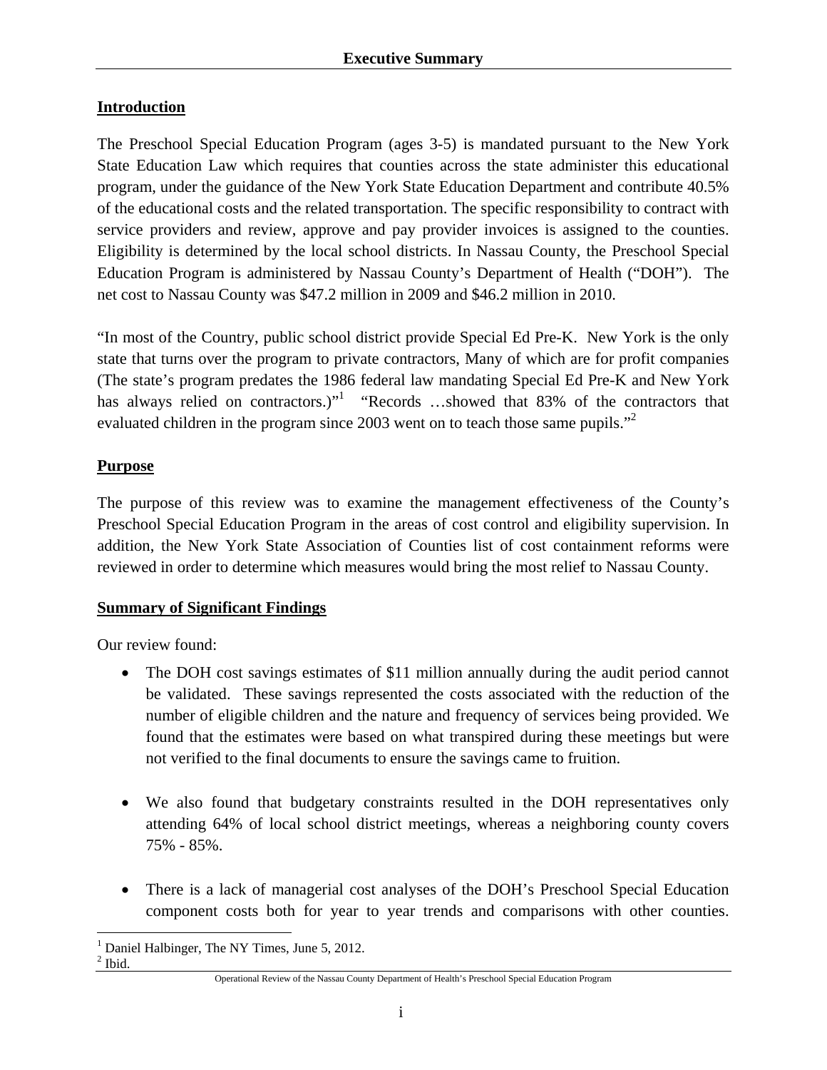# Executive Summary

## Introduction

The Preschool Special Education Program (ages 3-5) is mandated pursuant to the New York State Education Law which requires that counties across the state administer this educational program, under the guidance of the New York State Education Department and contribute 40.5% of the educational costs and the related transportation. The specific responsibility to contract with service providers and review, approve and pay provider invoices is assigned to the counties. Eligibility is determined by the local school districts. In Nassau County, the Preschool Special Education Program is administered by Nassau County's Department of Health ("DOH"). The net cost to Nassau County was $47.2 million in 2009 and $46.2 million in 2010.

"In most of the Country, public school district provide Special Ed Pre-K. New York is the only state that turns over the program to private contractors, Many of which are for profit companies (The state's program predates the 1986 federal law mandating Special Ed Pre-K and New York has always relied on contractors.)"[1] "Records …showed that 83% of the contractors that evaluated children in the program since 2003 went on to teach those same pupils."[2]

## Purpose

The purpose of this review was to examine the management effectiveness of the County's Preschool Special Education Program in the areas of cost control and eligibility supervision. In addition, the New York State Association of Counties list of cost containment reforms were reviewed in order to determine which measures would bring the most relief to Nassau County.

## Summary of Significant Findings

Our review found:

- The DOH cost savings estimates of $11 million annually during the audit period cannot be validated. These savings represented the costs associated with the reduction of the number of eligible children and the nature and frequency of services being provided. We found that the estimates were based on what transpired during these meetings but were not verified to the final documents to ensure the savings came to fruition.

- We also found that budgetary constraints resulted in the DOH representatives only attending 64% of local school district meetings, whereas a neighboring county covers 75% - 85%.

- There is a lack of managerial cost analyses of the DOH's Preschool Special Education component costs both for year to year trends and comparisons with other counties.

[1] Daniel Halbinger, The NY Times, June 5, 2012.
[2] Ibid.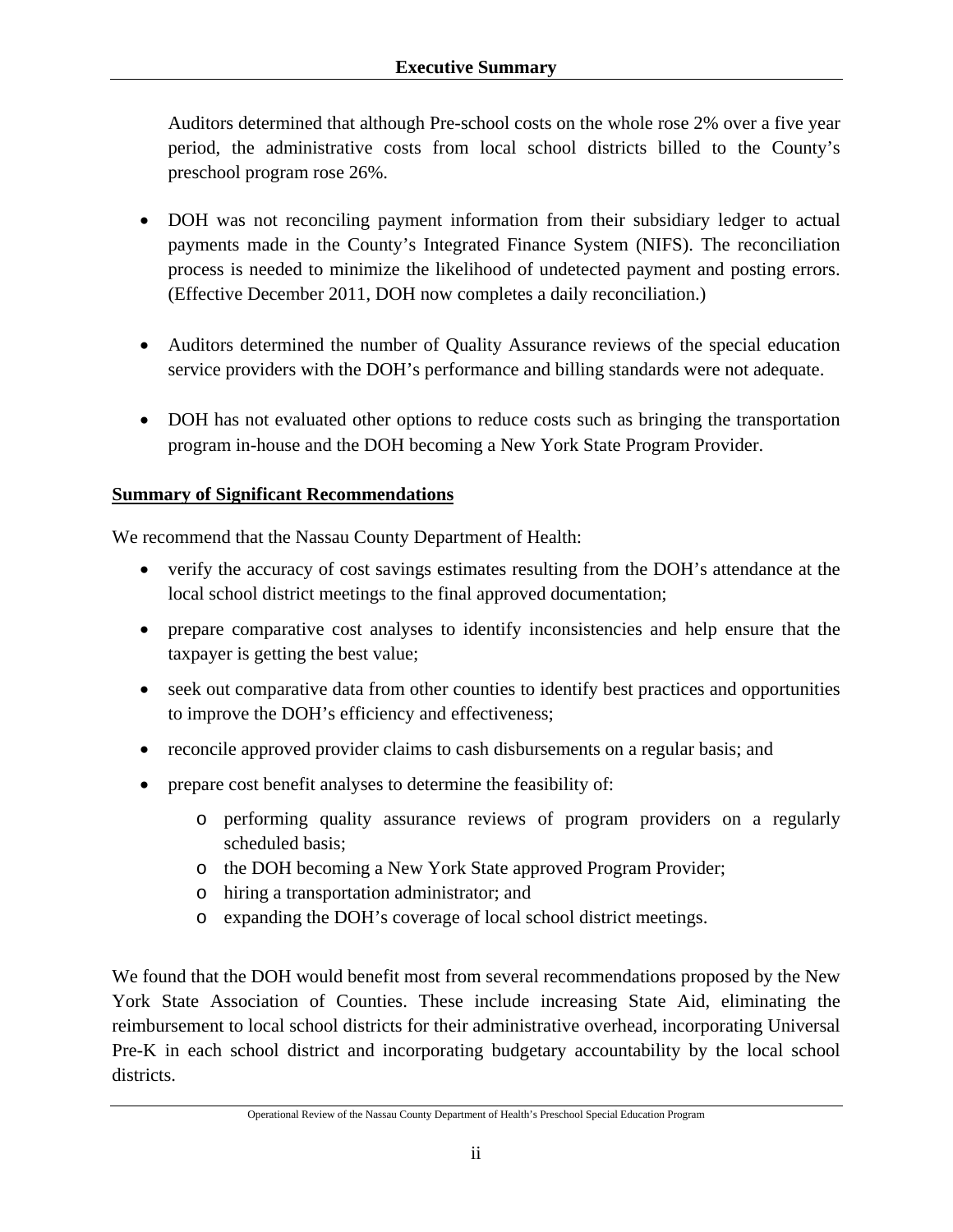Auditors determined that although Pre-school costs on the whole rose 2% over a five year period, the administrative costs from local school districts billed to the County's preschool program rose 26%.

- DOH was not reconciling payment information from their subsidiary ledger to actual payments made in the County's Integrated Finance System (NIFS). The reconciliation process is needed to minimize the likelihood of undetected payment and posting errors. (Effective December 2011, DOH now completes a daily reconciliation.)

- Auditors determined the number of Quality Assurance reviews of the special education service providers with the DOH's performance and billing standards were not adequate.

- DOH has not evaluated other options to reduce costs such as bringing the transportation program in-house and the DOH becoming a New York State Program Provider.

**Summary of Significant Recommendations**

We recommend that the Nassau County Department of Health:

- verify the accuracy of cost savings estimates resulting from the DOH's attendance at the local school district meetings to the final approved documentation;
- prepare comparative cost analyses to identify inconsistencies and help ensure that the taxpayer is getting the best value;
- seek out comparative data from other counties to identify best practices and opportunities to improve the DOH's efficiency and effectiveness;
- reconcile approved provider claims to cash disbursements on a regular basis; and
- prepare cost benefit analyses to determine the feasibility of:
    - performing quality assurance reviews of program providers on a regularly scheduled basis;
    - the DOH becoming a New York State approved Program Provider;
    - hiring a transportation administrator; and
    - expanding the DOH's coverage of local school district meetings.

We found that the DOH would benefit most from several recommendations proposed by the New York State Association of Counties. These include increasing State Aid, eliminating the reimbursement to local school districts for their administrative overhead, incorporating Universal Pre-K in each school district and incorporating budgetary accountability by the local school districts.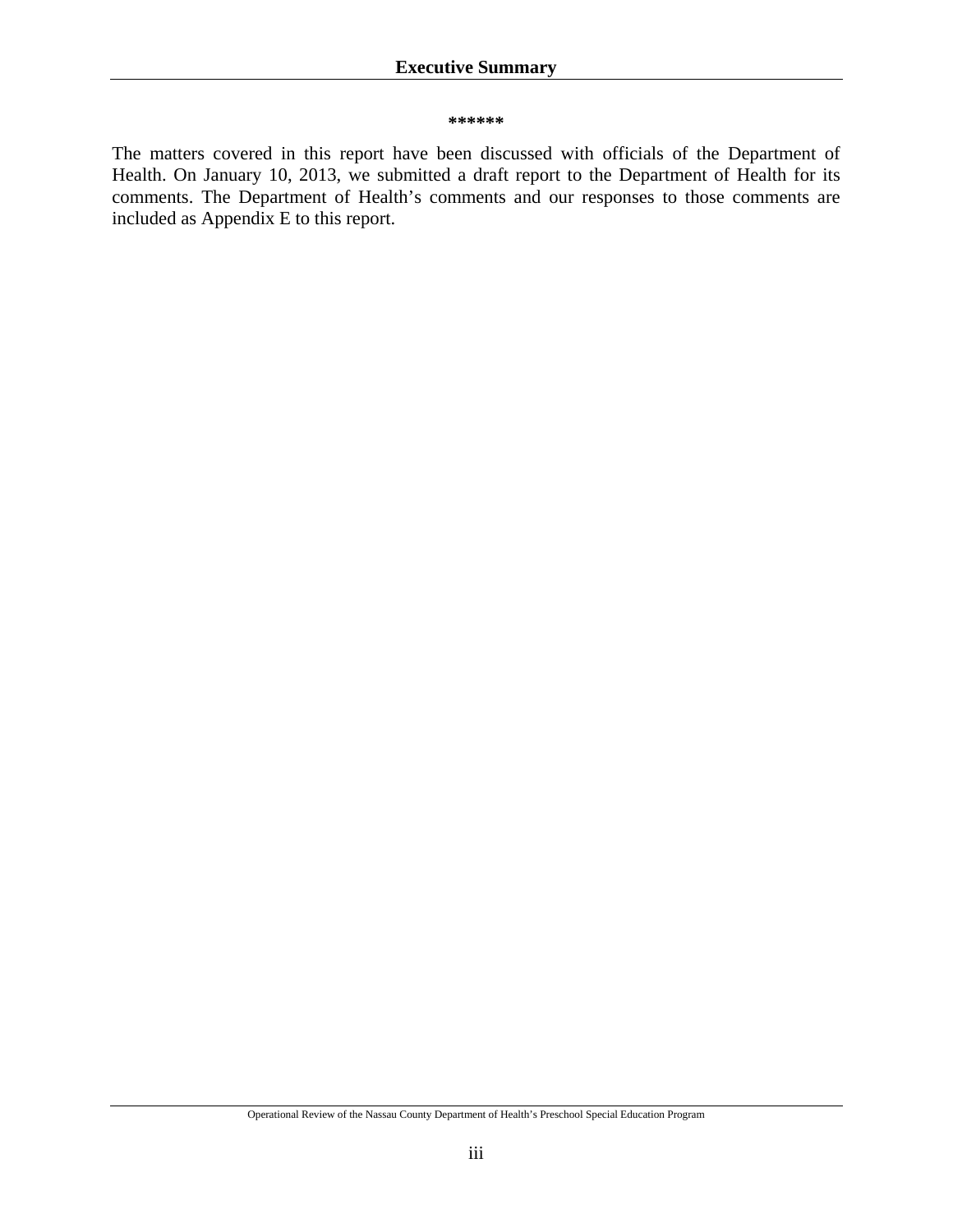******

The matters covered in this report have been discussed with officials of the Department of Health. On January 10, 2013, we submitted a draft report to the Department of Health for its comments. The Department of Health's comments and our responses to those comments are included as Appendix E to this report.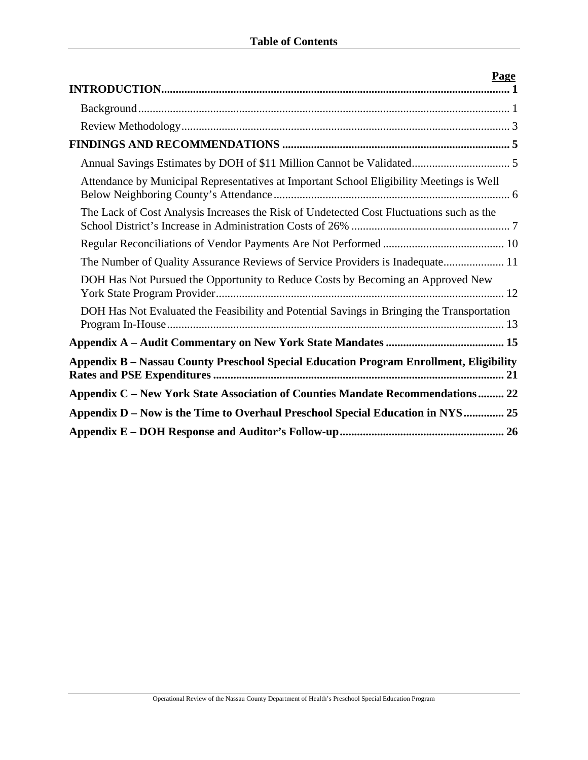# Table of Contents

| | Page |
|---|---|
| **INTRODUCTION** | **1** |
| Background | 1 |
| Review Methodology | 3 |
| **FINDINGS AND RECOMMENDATIONS** | **5** |
| Annual Savings Estimates by DOH of $11 Million Cannot be Validated | 5 |
| Attendance by Municipal Representatives at Important School Eligibility Meetings is Well Below Neighboring County's Attendance | 6 |
| The Lack of Cost Analysis Increases the Risk of Undetected Cost Fluctuations such as the School District's Increase in Administration Costs of 26% | 7 |
| Regular Reconciliations of Vendor Payments Are Not Performed | 10 |
| The Number of Quality Assurance Reviews of Service Providers is Inadequate | 11 |
| DOH Has Not Pursued the Opportunity to Reduce Costs by Becoming an Approved New York State Program Provider | 12 |
| DOH Has Not Evaluated the Feasibility and Potential Savings in Bringing the Transportation Program In-House | 13 |
| **Appendix A – Audit Commentary on New York State Mandates** | **15** |
| **Appendix B – Nassau County Preschool Special Education Program Enrollment, Eligibility Rates and PSE Expenditures** | **21** |
| **Appendix C – New York State Association of Counties Mandate Recommendations** | **22** |
| **Appendix D – Now is the Time to Overhaul Preschool Special Education in NYS** | **25** |
| **Appendix E – DOH Response and Auditor's Follow-up** | **26** |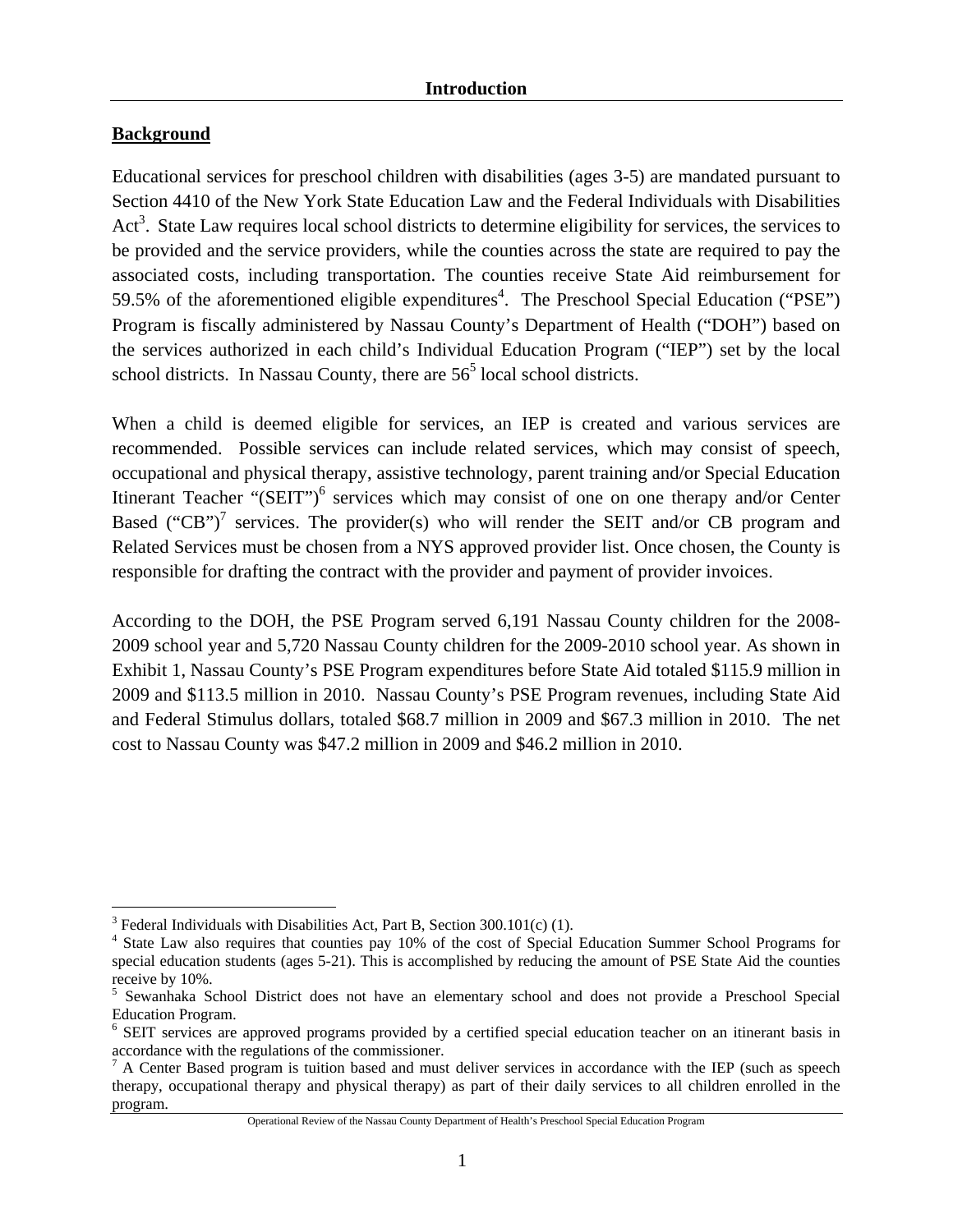# Introduction

## Background

Educational services for preschool children with disabilities (ages 3-5) are mandated pursuant to Section 4410 of the New York State Education Law and the Federal Individuals with Disabilities Act[3]. State Law requires local school districts to determine eligibility for services, the services to be provided and the service providers, while the counties across the state are required to pay the associated costs, including transportation. The counties receive State Aid reimbursement for 59.5% of the aforementioned eligible expenditures[4]. The Preschool Special Education ("PSE") Program is fiscally administered by Nassau County's Department of Health ("DOH") based on the services authorized in each child's Individual Education Program ("IEP") set by the local school districts. In Nassau County, there are 56[5] local school districts.

When a child is deemed eligible for services, an IEP is created and various services are recommended. Possible services can include related services, which may consist of speech, occupational and physical therapy, assistive technology, parent training and/or Special Education Itinerant Teacher "(SEIT")[6] services which may consist of one on one therapy and/or Center Based ("CB")[7] services. The provider(s) who will render the SEIT and/or CB program and Related Services must be chosen from a NYS approved provider list. Once chosen, the County is responsible for drafting the contract with the provider and payment of provider invoices.

According to the DOH, the PSE Program served 6,191 Nassau County children for the 2008-2009 school year and 5,720 Nassau County children for the 2009-2010 school year. As shown in Exhibit 1, Nassau County's PSE Program expenditures before State Aid totaled $115.9 million in 2009 and $113.5 million in 2010. Nassau County's PSE Program revenues, including State Aid and Federal Stimulus dollars, totaled $68.7 million in 2009 and $67.3 million in 2010. The net cost to Nassau County was $47.2 million in 2009 and $46.2 million in 2010.

---

[3] Federal Individuals with Disabilities Act, Part B, Section 300.101(c) (1).

[4] State Law also requires that counties pay 10% of the cost of Special Education Summer School Programs for special education students (ages 5-21). This is accomplished by reducing the amount of PSE State Aid the counties receive by 10%.

[5] Sewanhaka School District does not have an elementary school and does not provide a Preschool Special Education Program.

[6] SEIT services are approved programs provided by a certified special education teacher on an itinerant basis in accordance with the regulations of the commissioner.

[7] A Center Based program is tuition based and must deliver services in accordance with the IEP (such as speech therapy, occupational therapy and physical therapy) as part of their daily services to all children enrolled in the program.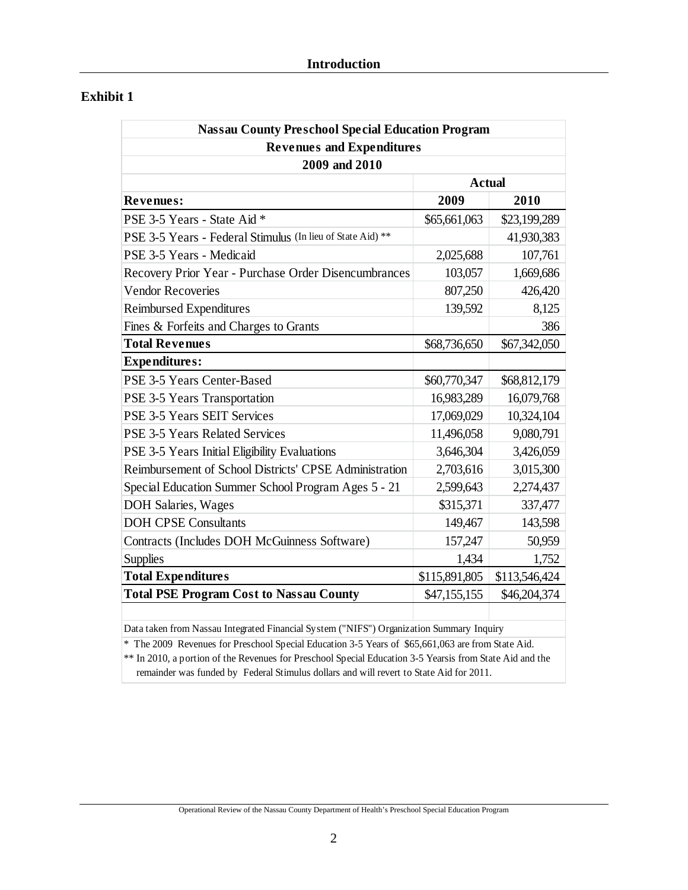## Introduction

### Exhibit 1

| Nassau County Preschool Special Education Program | | |
|---|---|---|
| **Revenues and Expenditures** | | |
| **2009 and 2010** | | |
| | **Actual** | |
| **Revenues:** | **2009** | **2010** |
| PSE 3-5 Years - State Aid * | $65,661,063 | $23,199,289 |
| PSE 3-5 Years - Federal Stimulus (In lieu of State Aid) ** | | 41,930,383 |
| PSE 3-5 Years - Medicaid | 2,025,688 | 107,761 |
| Recovery Prior Year - Purchase Order Disencumbrances | 103,057 | 1,669,686 |
| Vendor Recoveries | 807,250 | 426,420 |
| Reimbursed Expenditures | 139,592 | 8,125 |
| Fines & Forfeits and Charges to Grants | | 386 |
| **Total Revenues** | $68,736,650 | $67,342,050 |
| **Expenditures:** | | |
| PSE 3-5 Years Center-Based | $60,770,347 | $68,812,179 |
| PSE 3-5 Years Transportation | 16,983,289 | 16,079,768 |
| PSE 3-5 Years SEIT Services | 17,069,029 | 10,324,104 |
| PSE 3-5 Years Related Services | 11,496,058 | 9,080,791 |
| PSE 3-5 Years Initial Eligibility Evaluations | 3,646,304 | 3,426,059 |
| Reimbursement of School Districts' CPSE Administration | 2,703,616 | 3,015,300 |
| Special Education Summer School Program Ages 5 - 21 | 2,599,643 | 2,274,437 |
| DOH Salaries, Wages | $315,371 | 337,477 |
| DOH CPSE Consultants | 149,467 | 143,598 |
| Contracts (Includes DOH McGuinness Software) | 157,247 | 50,959 |
| Supplies | 1,434 | 1,752 |
| **Total Expenditures** | $115,891,805 | $113,546,424 |
| **Total PSE Program Cost to Nassau County** | $47,155,155 | $46,204,374 |

Data taken from Nassau Integrated Financial System ("NIFS") Organization Summary Inquiry

* The 2009 Revenues for Preschool Special Education 3-5 Years of $65,661,063 are from State Aid.

** In 2010, a portion of the Revenues for Preschool Special Education 3-5 Yearsis from State Aid and the remainder was funded by Federal Stimulus dollars and will revert to State Aid for 2011.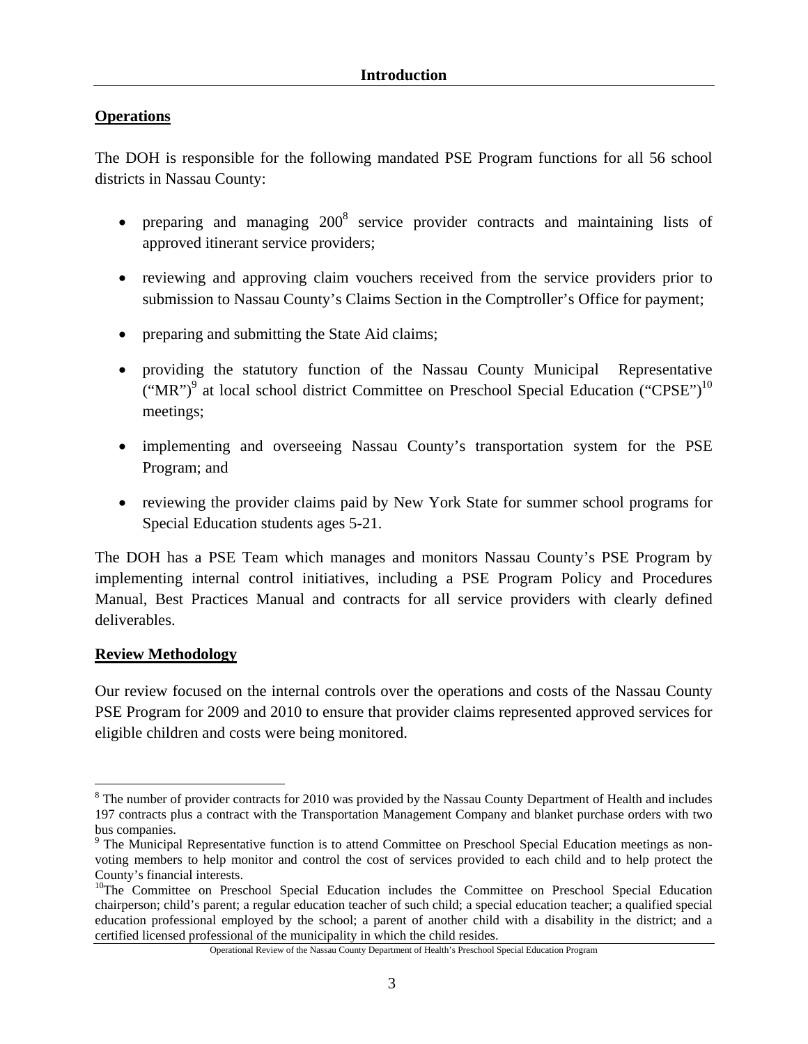## Introduction

### Operations

The DOH is responsible for the following mandated PSE Program functions for all 56 school districts in Nassau County:

- preparing and managing 200[8] service provider contracts and maintaining lists of approved itinerant service providers;
- reviewing and approving claim vouchers received from the service providers prior to submission to Nassau County's Claims Section in the Comptroller's Office for payment;
- preparing and submitting the State Aid claims;
- providing the statutory function of the Nassau County Municipal Representative ("MR")[9] at local school district Committee on Preschool Special Education ("CPSE")[10] meetings;
- implementing and overseeing Nassau County's transportation system for the PSE Program; and
- reviewing the provider claims paid by New York State for summer school programs for Special Education students ages 5-21.

The DOH has a PSE Team which manages and monitors Nassau County's PSE Program by implementing internal control initiatives, including a PSE Program Policy and Procedures Manual, Best Practices Manual and contracts for all service providers with clearly defined deliverables.

### Review Methodology

Our review focused on the internal controls over the operations and costs of the Nassau County PSE Program for 2009 and 2010 to ensure that provider claims represented approved services for eligible children and costs were being monitored.

---

[8] The number of provider contracts for 2010 was provided by the Nassau County Department of Health and includes 197 contracts plus a contract with the Transportation Management Company and blanket purchase orders with two bus companies.

[9] The Municipal Representative function is to attend Committee on Preschool Special Education meetings as non-voting members to help monitor and control the cost of services provided to each child and to help protect the County's financial interests.

[10] The Committee on Preschool Special Education includes the Committee on Preschool Special Education chairperson; child's parent; a regular education teacher of such child; a special education teacher; a qualified special education professional employed by the school; a parent of another child with a disability in the district; and a certified licensed professional of the municipality in which the child resides.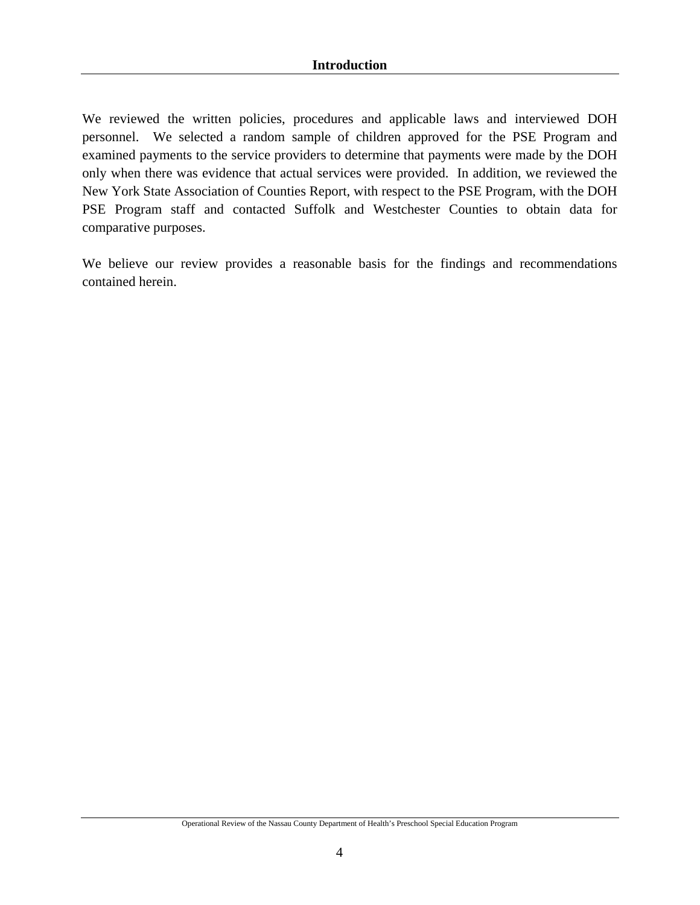## Introduction

We reviewed the written policies, procedures and applicable laws and interviewed DOH personnel. We selected a random sample of children approved for the PSE Program and examined payments to the service providers to determine that payments were made by the DOH only when there was evidence that actual services were provided. In addition, we reviewed the New York State Association of Counties Report, with respect to the PSE Program, with the DOH PSE Program staff and contacted Suffolk and Westchester Counties to obtain data for comparative purposes.

We believe our review provides a reasonable basis for the findings and recommendations contained herein.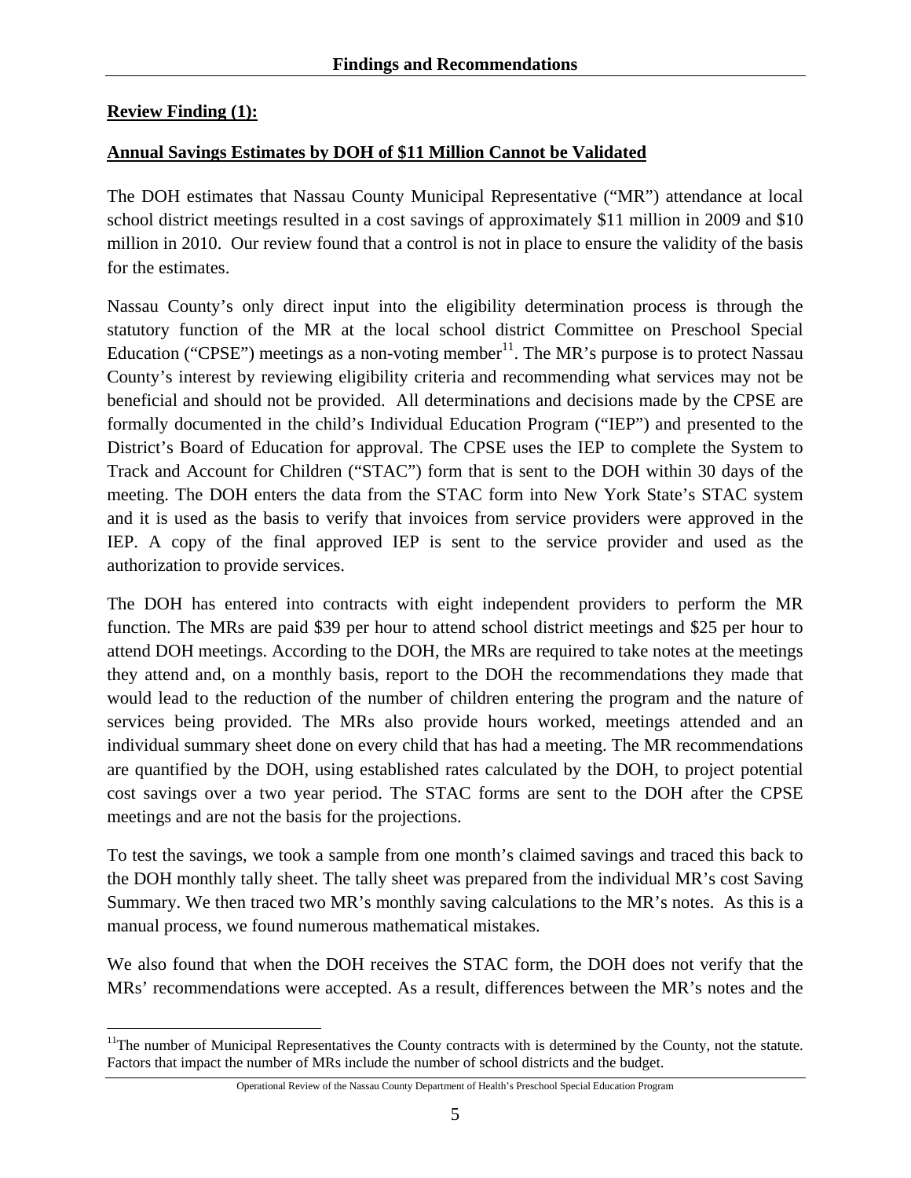## Findings and Recommendations

**Review Finding (1):**

**Annual Savings Estimates by DOH of $11 Million Cannot be Validated**

The DOH estimates that Nassau County Municipal Representative ("MR") attendance at local school district meetings resulted in a cost savings of approximately $11 million in 2009 and $10 million in 2010. Our review found that a control is not in place to ensure the validity of the basis for the estimates.

Nassau County's only direct input into the eligibility determination process is through the statutory function of the MR at the local school district Committee on Preschool Special Education ("CPSE") meetings as a non-voting member[11]. The MR's purpose is to protect Nassau County's interest by reviewing eligibility criteria and recommending what services may not be beneficial and should not be provided. All determinations and decisions made by the CPSE are formally documented in the child's Individual Education Program ("IEP") and presented to the District's Board of Education for approval. The CPSE uses the IEP to complete the System to Track and Account for Children ("STAC") form that is sent to the DOH within 30 days of the meeting. The DOH enters the data from the STAC form into New York State's STAC system and it is used as the basis to verify that invoices from service providers were approved in the IEP. A copy of the final approved IEP is sent to the service provider and used as the authorization to provide services.

The DOH has entered into contracts with eight independent providers to perform the MR function. The MRs are paid $39 per hour to attend school district meetings and $25 per hour to attend DOH meetings. According to the DOH, the MRs are required to take notes at the meetings they attend and, on a monthly basis, report to the DOH the recommendations they made that would lead to the reduction of the number of children entering the program and the nature of services being provided. The MRs also provide hours worked, meetings attended and an individual summary sheet done on every child that has had a meeting. The MR recommendations are quantified by the DOH, using established rates calculated by the DOH, to project potential cost savings over a two year period. The STAC forms are sent to the DOH after the CPSE meetings and are not the basis for the projections.

To test the savings, we took a sample from one month's claimed savings and traced this back to the DOH monthly tally sheet. The tally sheet was prepared from the individual MR's cost Saving Summary. We then traced two MR's monthly saving calculations to the MR's notes. As this is a manual process, we found numerous mathematical mistakes.

We also found that when the DOH receives the STAC form, the DOH does not verify that the MRs' recommendations were accepted. As a result, differences between the MR's notes and the

[11] The number of Municipal Representatives the County contracts with is determined by the County, not the statute. Factors that impact the number of MRs include the number of school districts and the budget.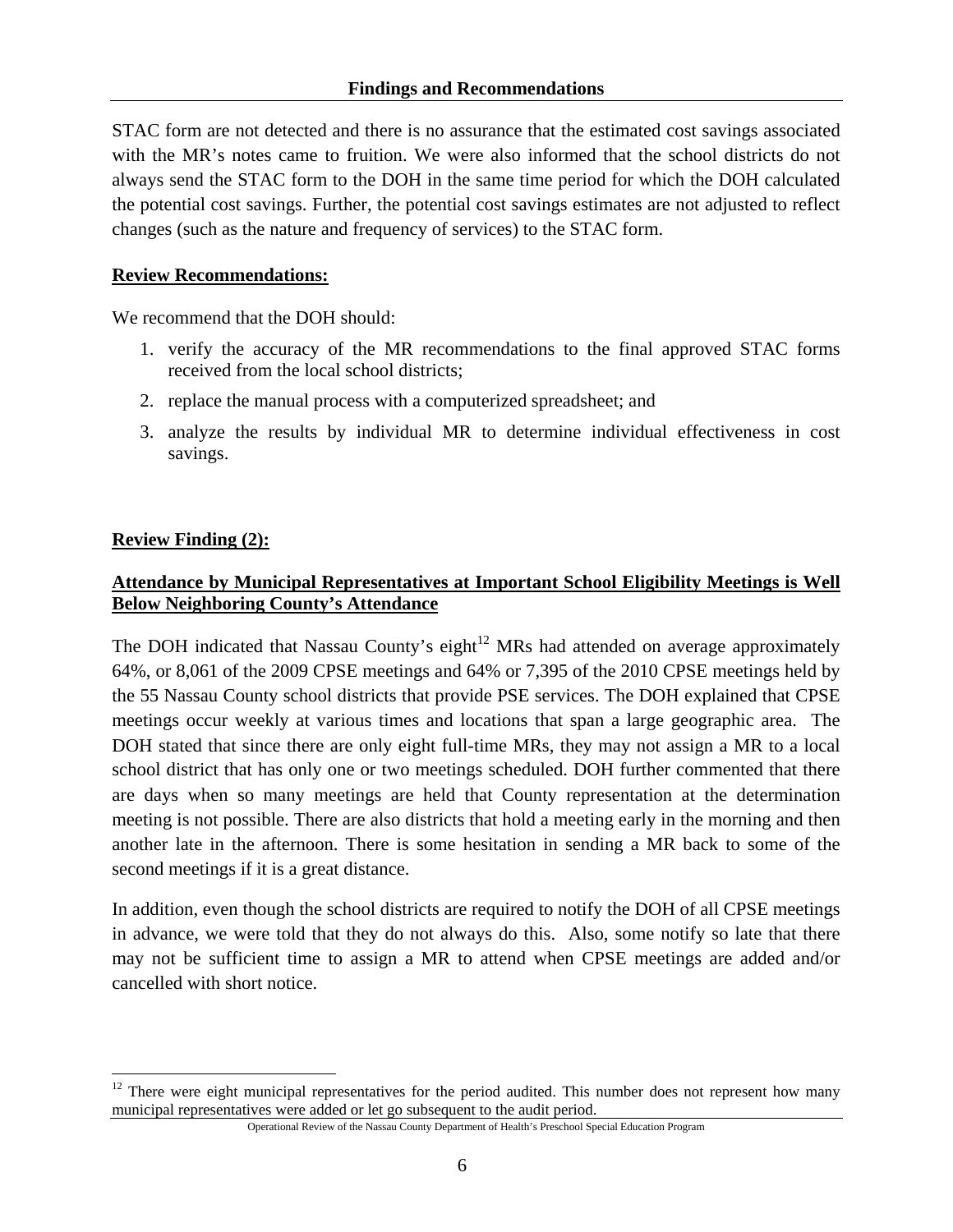STAC form are not detected and there is no assurance that the estimated cost savings associated with the MR's notes came to fruition. We were also informed that the school districts do not always send the STAC form to the DOH in the same time period for which the DOH calculated the potential cost savings. Further, the potential cost savings estimates are not adjusted to reflect changes (such as the nature and frequency of services) to the STAC form.

**Review Recommendations:**

We recommend that the DOH should:

1. verify the accuracy of the MR recommendations to the final approved STAC forms received from the local school districts;
2. replace the manual process with a computerized spreadsheet; and
3. analyze the results by individual MR to determine individual effectiveness in cost savings.

**Review Finding (2):**

**Attendance by Municipal Representatives at Important School Eligibility Meetings is Well Below Neighboring County's Attendance**

The DOH indicated that Nassau County's eight[12] MRs had attended on average approximately 64%, or 8,061 of the 2009 CPSE meetings and 64% or 7,395 of the 2010 CPSE meetings held by the 55 Nassau County school districts that provide PSE services. The DOH explained that CPSE meetings occur weekly at various times and locations that span a large geographic area. The DOH stated that since there are only eight full-time MRs, they may not assign a MR to a local school district that has only one or two meetings scheduled. DOH further commented that there are days when so many meetings are held that County representation at the determination meeting is not possible. There are also districts that hold a meeting early in the morning and then another late in the afternoon. There is some hesitation in sending a MR back to some of the second meetings if it is a great distance.

In addition, even though the school districts are required to notify the DOH of all CPSE meetings in advance, we were told that they do not always do this. Also, some notify so late that there may not be sufficient time to assign a MR to attend when CPSE meetings are added and/or cancelled with short notice.

[12] There were eight municipal representatives for the period audited. This number does not represent how many municipal representatives were added or let go subsequent to the audit period.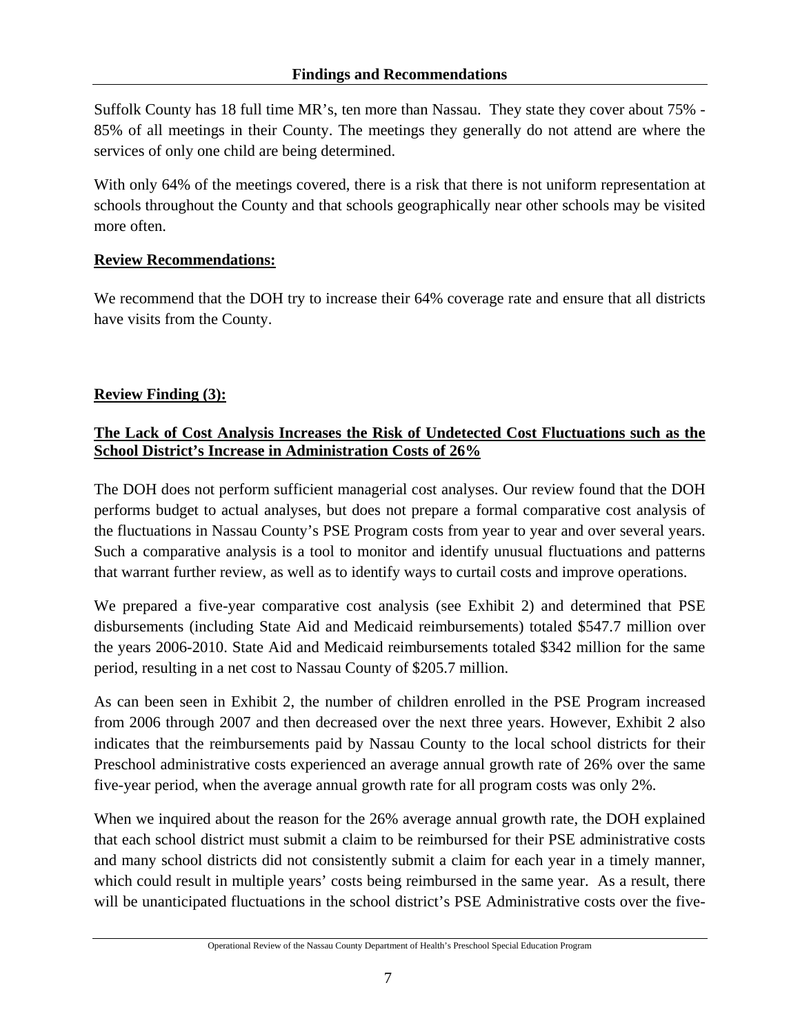Suffolk County has 18 full time MR's, ten more than Nassau. They state they cover about 75% - 85% of all meetings in their County. The meetings they generally do not attend are where the services of only one child are being determined.

With only 64% of the meetings covered, there is a risk that there is not uniform representation at schools throughout the County and that schools geographically near other schools may be visited more often.

**Review Recommendations:**

We recommend that the DOH try to increase their 64% coverage rate and ensure that all districts have visits from the County.

**Review Finding (3):**

**The Lack of Cost Analysis Increases the Risk of Undetected Cost Fluctuations such as the School District's Increase in Administration Costs of 26%**

The DOH does not perform sufficient managerial cost analyses. Our review found that the DOH performs budget to actual analyses, but does not prepare a formal comparative cost analysis of the fluctuations in Nassau County's PSE Program costs from year to year and over several years. Such a comparative analysis is a tool to monitor and identify unusual fluctuations and patterns that warrant further review, as well as to identify ways to curtail costs and improve operations.

We prepared a five-year comparative cost analysis (see Exhibit 2) and determined that PSE disbursements (including State Aid and Medicaid reimbursements) totaled $547.7 million over the years 2006-2010. State Aid and Medicaid reimbursements totaled $342 million for the same period, resulting in a net cost to Nassau County of $205.7 million.

As can been seen in Exhibit 2, the number of children enrolled in the PSE Program increased from 2006 through 2007 and then decreased over the next three years. However, Exhibit 2 also indicates that the reimbursements paid by Nassau County to the local school districts for their Preschool administrative costs experienced an average annual growth rate of 26% over the same five-year period, when the average annual growth rate for all program costs was only 2%.

When we inquired about the reason for the 26% average annual growth rate, the DOH explained that each school district must submit a claim to be reimbursed for their PSE administrative costs and many school districts did not consistently submit a claim for each year in a timely manner, which could result in multiple years' costs being reimbursed in the same year. As a result, there will be unanticipated fluctuations in the school district's PSE Administrative costs over the five-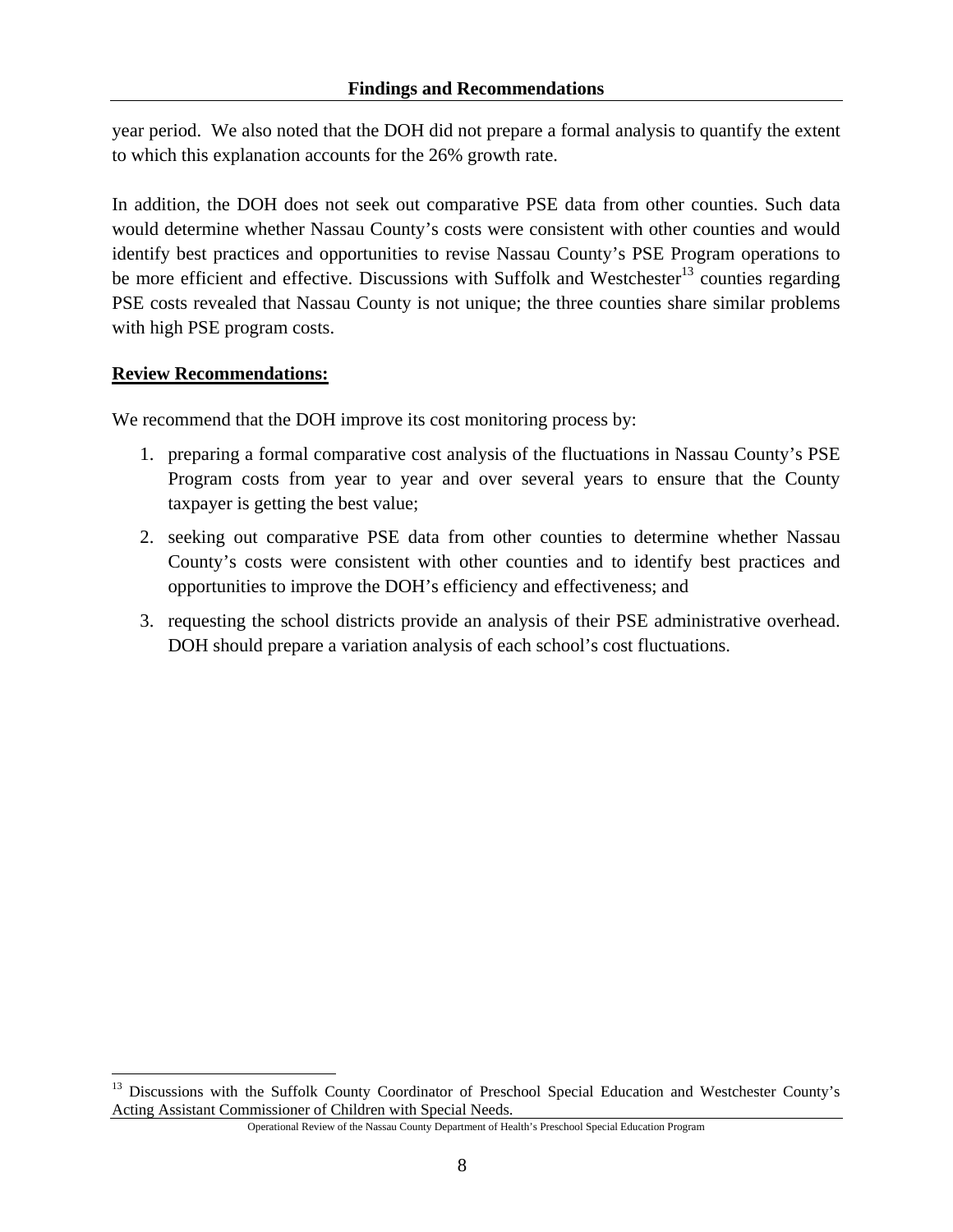year period. We also noted that the DOH did not prepare a formal analysis to quantify the extent to which this explanation accounts for the 26% growth rate.

In addition, the DOH does not seek out comparative PSE data from other counties. Such data would determine whether Nassau County's costs were consistent with other counties and would identify best practices and opportunities to revise Nassau County's PSE Program operations to be more efficient and effective. Discussions with Suffolk and Westchester[13] counties regarding PSE costs revealed that Nassau County is not unique; the three counties share similar problems with high PSE program costs.

**Review Recommendations:**

We recommend that the DOH improve its cost monitoring process by:

1. preparing a formal comparative cost analysis of the fluctuations in Nassau County's PSE Program costs from year to year and over several years to ensure that the County taxpayer is getting the best value;
2. seeking out comparative PSE data from other counties to determine whether Nassau County's costs were consistent with other counties and to identify best practices and opportunities to improve the DOH's efficiency and effectiveness; and
3. requesting the school districts provide an analysis of their PSE administrative overhead. DOH should prepare a variation analysis of each school's cost fluctuations.

[13] Discussions with the Suffolk County Coordinator of Preschool Special Education and Westchester County's Acting Assistant Commissioner of Children with Special Needs.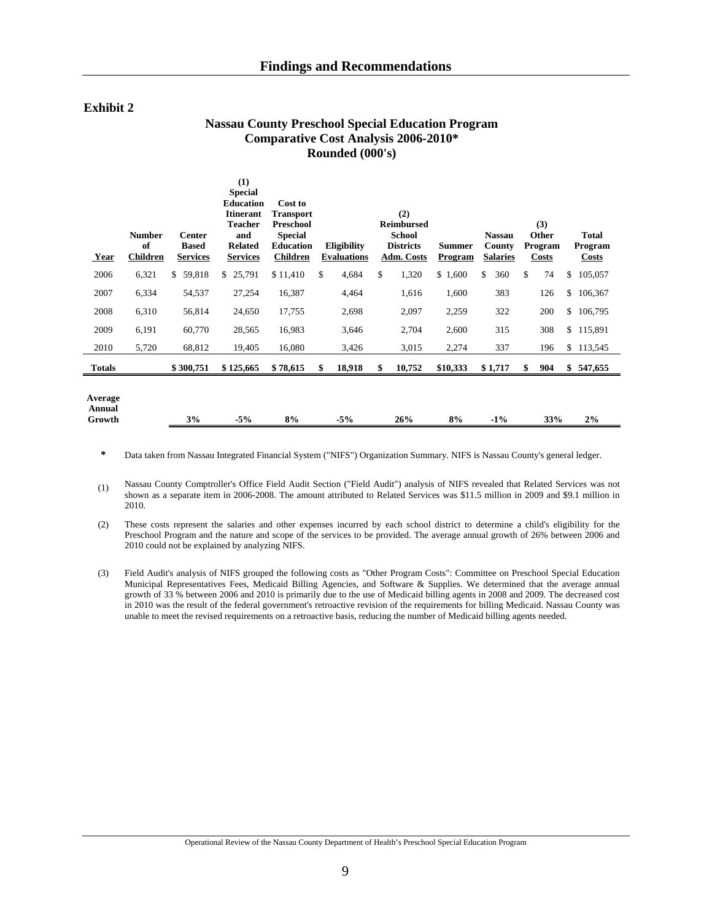## Findings and Recommendations

### Exhibit 2

**Nassau County Preschool Special Education Program**
**Comparative Cost Analysis 2006-2010***
**Rounded (000's)**

| Year | Number of Children | Center Based Services | (1) Special Education Itinerant Teacher and Related Services | Cost to Transport Preschool Special Education Children | Eligibility Evaluations | (2) Reimbursed School Districts Adm. Costs | Summer Program | Nassau County Salaries | (3) Other Program Costs | Total Program Costs |
|---|---|---|---|---|---|---|---|---|---|---|
| 2006 | 6,321 | $ 59,818 | $ 25,791 | $ 11,410 | $ 4,684 | $ 1,320 | $ 1,600 | $ 360 | $ 74 | $ 105,057 |
| 2007 | 6,334 | 54,537 | 27,254 | 16,387 | 4,464 | 1,616 | 1,600 | 383 | 126 | $ 106,367 |
| 2008 | 6,310 | 56,814 | 24,650 | 17,755 | 2,698 | 2,097 | 2,259 | 322 | 200 | $ 106,795 |
| 2009 | 6,191 | 60,770 | 28,565 | 16,983 | 3,646 | 2,704 | 2,600 | 315 | 308 | $ 115,891 |
| 2010 | 5,720 | 68,812 | 19,405 | 16,080 | 3,426 | 3,015 | 2,274 | 337 | 196 | $ 113,545 |
| **Totals** | | **$ 300,751** | **$ 125,665** | **$ 78,615** | **$ 18,918** | **$ 10,752** | **$10,333** | **$ 1,717** | **$ 904** | **$ 547,655** |
| **Average Annual Growth** | | **3%** | **-5%** | **8%** | **-5%** | **26%** | **8%** | **-1%** | **33%** | **2%** |

\* Data taken from Nassau Integrated Financial System ("NIFS") Organization Summary. NIFS is Nassau County's general ledger.

(1) Nassau County Comptroller's Office Field Audit Section ("Field Audit") analysis of NIFS revealed that Related Services was not shown as a separate item in 2006-2008. The amount attributed to Related Services was $11.5 million in 2009 and $9.1 million in 2010.

(2) These costs represent the salaries and other expenses incurred by each school district to determine a child's eligibility for the Preschool Program and the nature and scope of the services to be provided. The average annual growth of 26% between 2006 and 2010 could not be explained by analyzing NIFS.

(3) Field Audit's analysis of NIFS grouped the following costs as "Other Program Costs": Committee on Preschool Special Education Municipal Representatives Fees, Medicaid Billing Agencies, and Software & Supplies. We determined that the average annual growth of 33 % between 2006 and 2010 is primarily due to the use of Medicaid billing agents in 2008 and 2009. The decreased cost in 2010 was the result of the federal government's retroactive revision of the requirements for billing Medicaid. Nassau County was unable to meet the revised requirements on a retroactive basis, reducing the number of Medicaid billing agents needed.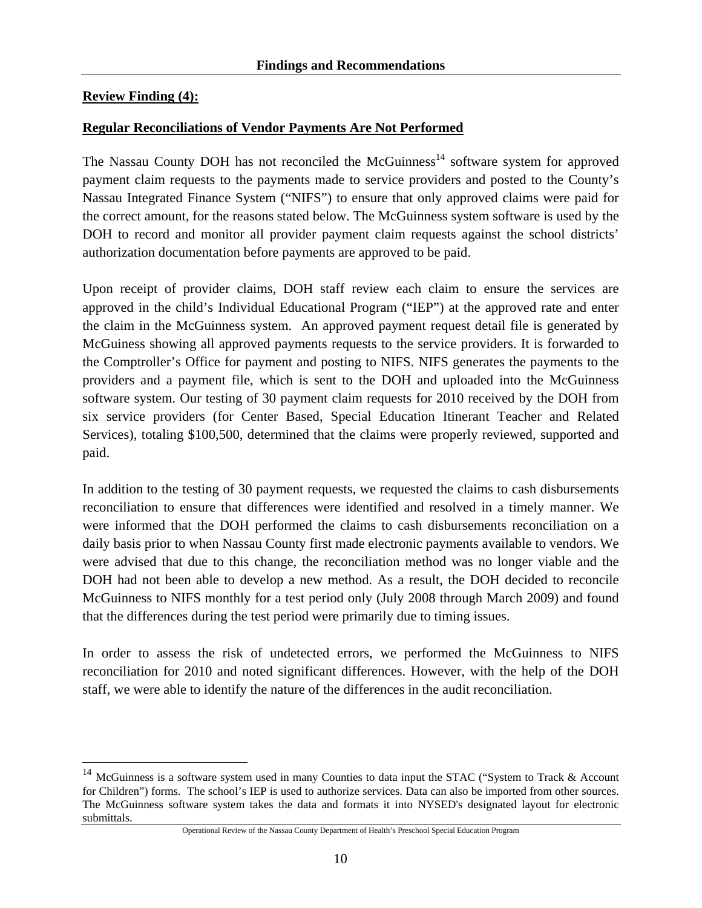**Findings and Recommendations**

**Review Finding (4):**

**Regular Reconciliations of Vendor Payments Are Not Performed**

The Nassau County DOH has not reconciled the McGuinness[14] software system for approved payment claim requests to the payments made to service providers and posted to the County's Nassau Integrated Finance System ("NIFS") to ensure that only approved claims were paid for the correct amount, for the reasons stated below. The McGuinness system software is used by the DOH to record and monitor all provider payment claim requests against the school districts' authorization documentation before payments are approved to be paid.

Upon receipt of provider claims, DOH staff review each claim to ensure the services are approved in the child's Individual Educational Program ("IEP") at the approved rate and enter the claim in the McGuinness system. An approved payment request detail file is generated by McGuiness showing all approved payments requests to the service providers. It is forwarded to the Comptroller's Office for payment and posting to NIFS. NIFS generates the payments to the providers and a payment file, which is sent to the DOH and uploaded into the McGuinness software system. Our testing of 30 payment claim requests for 2010 received by the DOH from six service providers (for Center Based, Special Education Itinerant Teacher and Related Services), totaling $100,500, determined that the claims were properly reviewed, supported and paid.

In addition to the testing of 30 payment requests, we requested the claims to cash disbursements reconciliation to ensure that differences were identified and resolved in a timely manner. We were informed that the DOH performed the claims to cash disbursements reconciliation on a daily basis prior to when Nassau County first made electronic payments available to vendors. We were advised that due to this change, the reconciliation method was no longer viable and the DOH had not been able to develop a new method. As a result, the DOH decided to reconcile McGuinness to NIFS monthly for a test period only (July 2008 through March 2009) and found that the differences during the test period were primarily due to timing issues.

In order to assess the risk of undetected errors, we performed the McGuinness to NIFS reconciliation for 2010 and noted significant differences. However, with the help of the DOH staff, we were able to identify the nature of the differences in the audit reconciliation.

---

[14] McGuinness is a software system used in many Counties to data input the STAC ("System to Track & Account for Children") forms. The school's IEP is used to authorize services. Data can also be imported from other sources. The McGuinness software system takes the data and formats it into NYSED's designated layout for electronic submittals.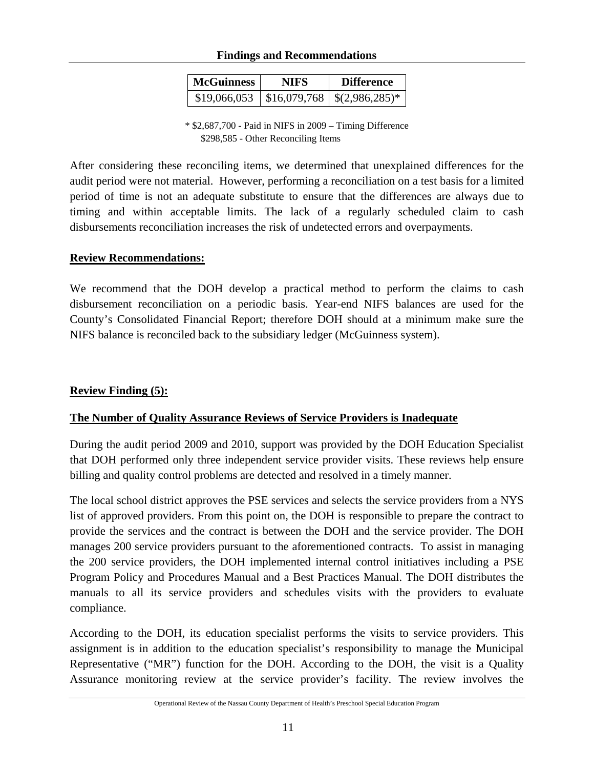| McGuinness | NIFS | Difference |
|---|---|---|
| $19,066,053 | $16,079,768 | $(2,986,285)* |

* $2,687,700 - Paid in NIFS in 2009 – Timing Difference
$298,585 - Other Reconciling Items

After considering these reconciling items, we determined that unexplained differences for the audit period were not material. However, performing a reconciliation on a test basis for a limited period of time is not an adequate substitute to ensure that the differences are always due to timing and within acceptable limits. The lack of a regularly scheduled claim to cash disbursements reconciliation increases the risk of undetected errors and overpayments.

**Review Recommendations:**

We recommend that the DOH develop a practical method to perform the claims to cash disbursement reconciliation on a periodic basis. Year-end NIFS balances are used for the County's Consolidated Financial Report; therefore DOH should at a minimum make sure the NIFS balance is reconciled back to the subsidiary ledger (McGuinness system).

**Review Finding (5):**

**The Number of Quality Assurance Reviews of Service Providers is Inadequate**

During the audit period 2009 and 2010, support was provided by the DOH Education Specialist that DOH performed only three independent service provider visits. These reviews help ensure billing and quality control problems are detected and resolved in a timely manner.

The local school district approves the PSE services and selects the service providers from a NYS list of approved providers. From this point on, the DOH is responsible to prepare the contract to provide the services and the contract is between the DOH and the service provider. The DOH manages 200 service providers pursuant to the aforementioned contracts. To assist in managing the 200 service providers, the DOH implemented internal control initiatives including a PSE Program Policy and Procedures Manual and a Best Practices Manual. The DOH distributes the manuals to all its service providers and schedules visits with the providers to evaluate compliance.

According to the DOH, its education specialist performs the visits to service providers. This assignment is in addition to the education specialist's responsibility to manage the Municipal Representative ("MR") function for the DOH. According to the DOH, the visit is a Quality Assurance monitoring review at the service provider's facility. The review involves the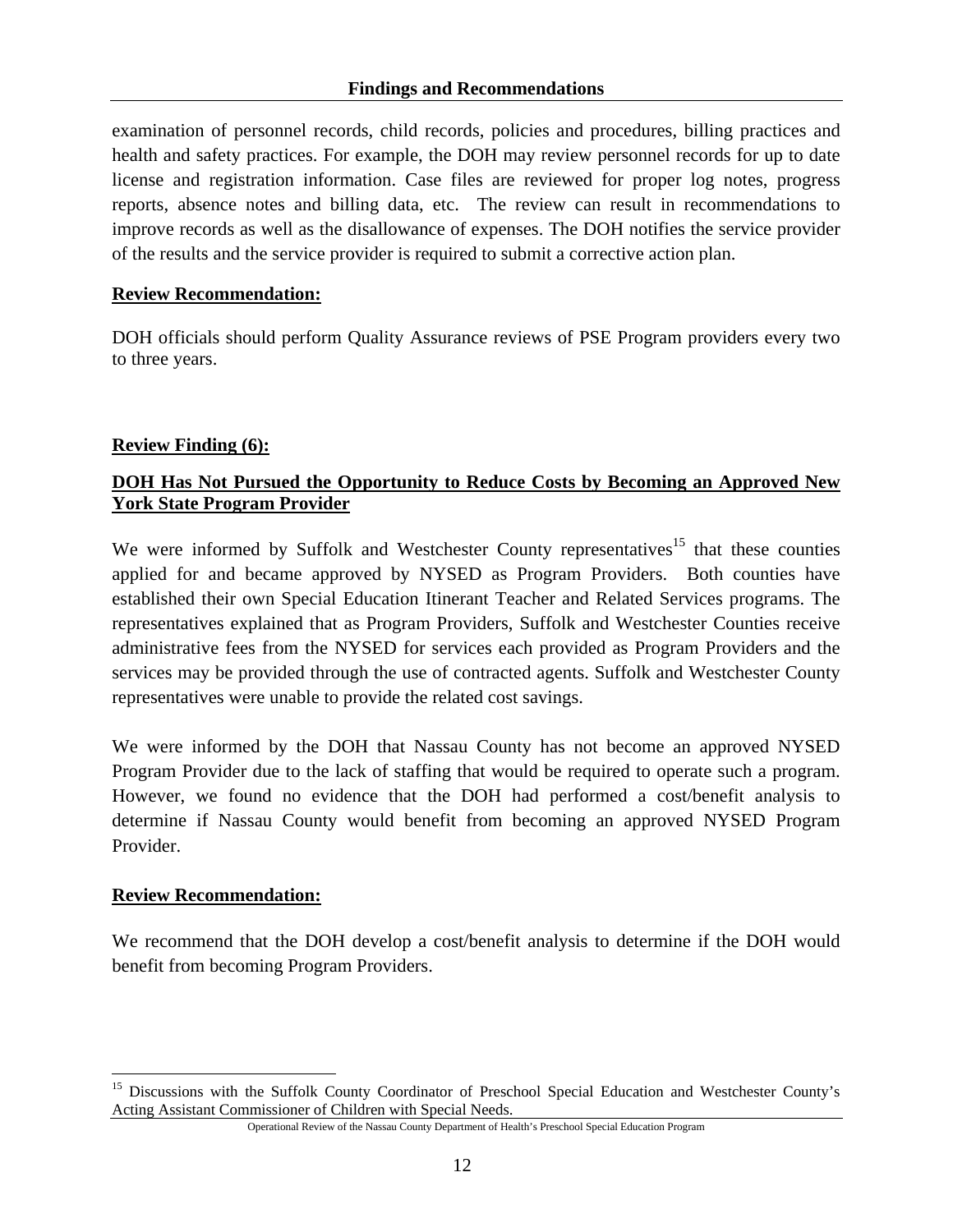examination of personnel records, child records, policies and procedures, billing practices and health and safety practices. For example, the DOH may review personnel records for up to date license and registration information. Case files are reviewed for proper log notes, progress reports, absence notes and billing data, etc. The review can result in recommendations to improve records as well as the disallowance of expenses. The DOH notifies the service provider of the results and the service provider is required to submit a corrective action plan.

**Review Recommendation:**

DOH officials should perform Quality Assurance reviews of PSE Program providers every two to three years.

**Review Finding (6):**

**DOH Has Not Pursued the Opportunity to Reduce Costs by Becoming an Approved New York State Program Provider**

We were informed by Suffolk and Westchester County representatives[15] that these counties applied for and became approved by NYSED as Program Providers. Both counties have established their own Special Education Itinerant Teacher and Related Services programs. The representatives explained that as Program Providers, Suffolk and Westchester Counties receive administrative fees from the NYSED for services each provided as Program Providers and the services may be provided through the use of contracted agents. Suffolk and Westchester County representatives were unable to provide the related cost savings.

We were informed by the DOH that Nassau County has not become an approved NYSED Program Provider due to the lack of staffing that would be required to operate such a program. However, we found no evidence that the DOH had performed a cost/benefit analysis to determine if Nassau County would benefit from becoming an approved NYSED Program Provider.

**Review Recommendation:**

We recommend that the DOH develop a cost/benefit analysis to determine if the DOH would benefit from becoming Program Providers.

---

[15] Discussions with the Suffolk County Coordinator of Preschool Special Education and Westchester County's Acting Assistant Commissioner of Children with Special Needs.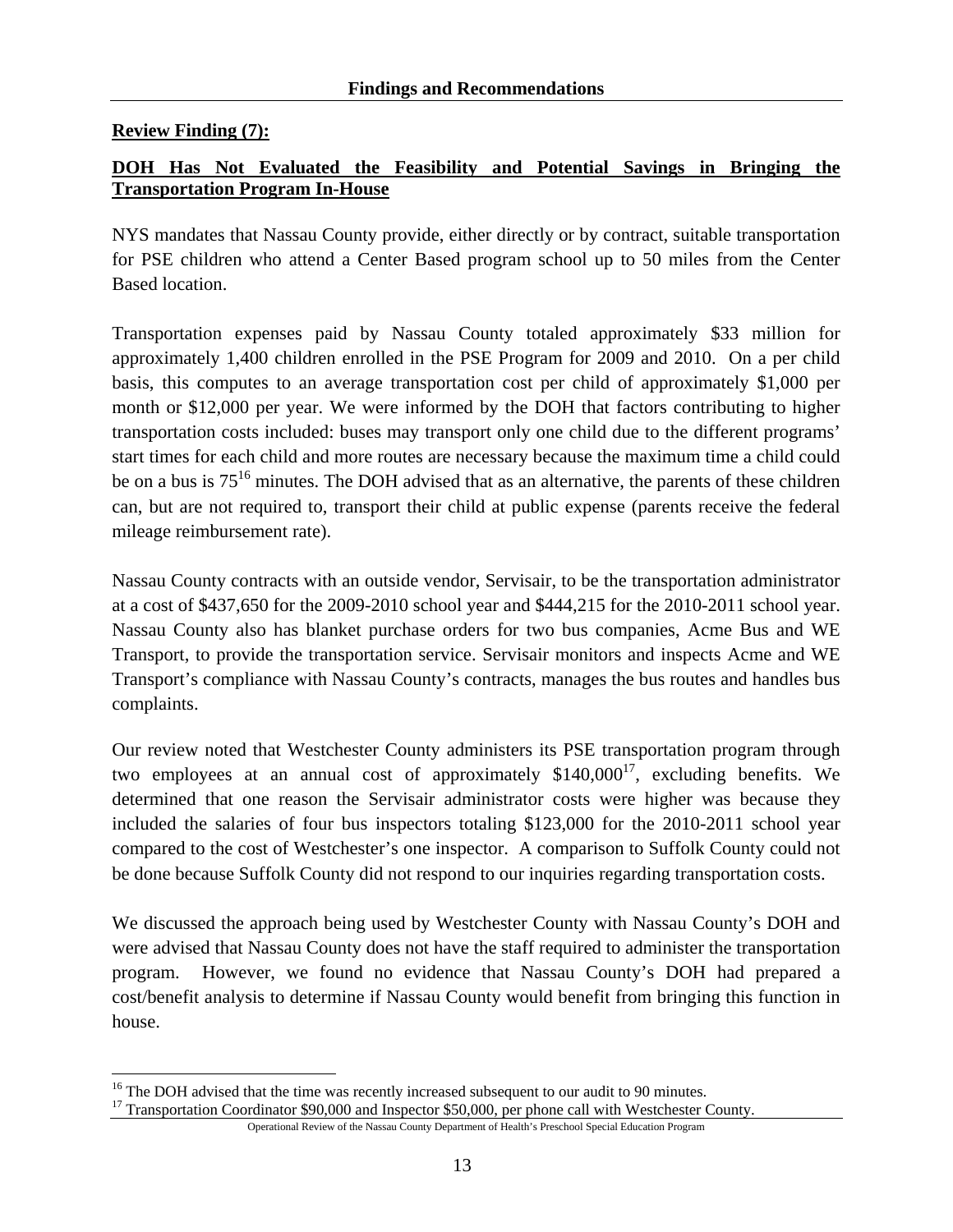## Findings and Recommendations

**Review Finding (7):**

**DOH Has Not Evaluated the Feasibility and Potential Savings in Bringing the Transportation Program In-House**

NYS mandates that Nassau County provide, either directly or by contract, suitable transportation for PSE children who attend a Center Based program school up to 50 miles from the Center Based location.

Transportation expenses paid by Nassau County totaled approximately $33 million for approximately 1,400 children enrolled in the PSE Program for 2009 and 2010. On a per child basis, this computes to an average transportation cost per child of approximately $1,000 per month or $12,000 per year. We were informed by the DOH that factors contributing to higher transportation costs included: buses may transport only one child due to the different programs' start times for each child and more routes are necessary because the maximum time a child could be on a bus is 75[16] minutes. The DOH advised that as an alternative, the parents of these children can, but are not required to, transport their child at public expense (parents receive the federal mileage reimbursement rate).

Nassau County contracts with an outside vendor, Servisair, to be the transportation administrator at a cost of $437,650 for the 2009-2010 school year and $444,215 for the 2010-2011 school year. Nassau County also has blanket purchase orders for two bus companies, Acme Bus and WE Transport, to provide the transportation service. Servisair monitors and inspects Acme and WE Transport's compliance with Nassau County's contracts, manages the bus routes and handles bus complaints.

Our review noted that Westchester County administers its PSE transportation program through two employees at an annual cost of approximately $140,000[17], excluding benefits. We determined that one reason the Servisair administrator costs were higher was because they included the salaries of four bus inspectors totaling $123,000 for the 2010-2011 school year compared to the cost of Westchester's one inspector. A comparison to Suffolk County could not be done because Suffolk County did not respond to our inquiries regarding transportation costs.

We discussed the approach being used by Westchester County with Nassau County's DOH and were advised that Nassau County does not have the staff required to administer the transportation program. However, we found no evidence that Nassau County's DOH had prepared a cost/benefit analysis to determine if Nassau County would benefit from bringing this function in house.

---

[16] The DOH advised that the time was recently increased subsequent to our audit to 90 minutes.

[17] Transportation Coordinator $90,000 and Inspector $50,000, per phone call with Westchester County.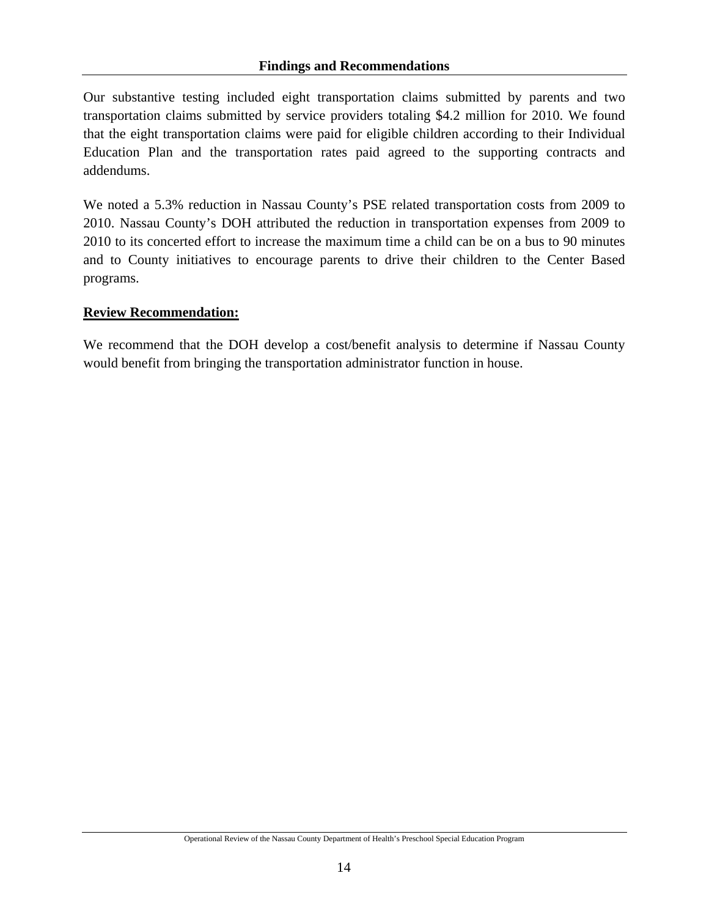**Findings and Recommendations**

Our substantive testing included eight transportation claims submitted by parents and two transportation claims submitted by service providers totaling $4.2 million for 2010. We found that the eight transportation claims were paid for eligible children according to their Individual Education Plan and the transportation rates paid agreed to the supporting contracts and addendums.

We noted a 5.3% reduction in Nassau County's PSE related transportation costs from 2009 to 2010. Nassau County's DOH attributed the reduction in transportation expenses from 2009 to 2010 to its concerted effort to increase the maximum time a child can be on a bus to 90 minutes and to County initiatives to encourage parents to drive their children to the Center Based programs.

**Review Recommendation:**

We recommend that the DOH develop a cost/benefit analysis to determine if Nassau County would benefit from bringing the transportation administrator function in house.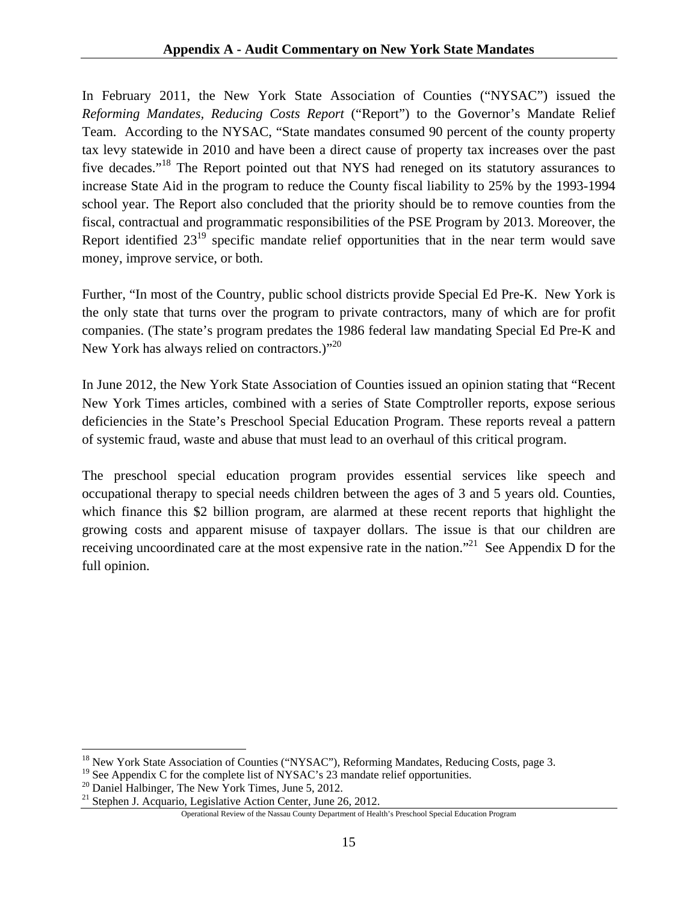## Appendix A - Audit Commentary on New York State Mandates

In February 2011, the New York State Association of Counties ("NYSAC") issued the *Reforming Mandates, Reducing Costs Report* ("Report") to the Governor's Mandate Relief Team. According to the NYSAC, "State mandates consumed 90 percent of the county property tax levy statewide in 2010 and have been a direct cause of property tax increases over the past five decades."[18] The Report pointed out that NYS had reneged on its statutory assurances to increase State Aid in the program to reduce the County fiscal liability to 25% by the 1993-1994 school year. The Report also concluded that the priority should be to remove counties from the fiscal, contractual and programmatic responsibilities of the PSE Program by 2013. Moreover, the Report identified 23[19] specific mandate relief opportunities that in the near term would save money, improve service, or both.

Further, "In most of the Country, public school districts provide Special Ed Pre-K. New York is the only state that turns over the program to private contractors, many of which are for profit companies. (The state's program predates the 1986 federal law mandating Special Ed Pre-K and New York has always relied on contractors.)"[20]

In June 2012, the New York State Association of Counties issued an opinion stating that "Recent New York Times articles, combined with a series of State Comptroller reports, expose serious deficiencies in the State's Preschool Special Education Program. These reports reveal a pattern of systemic fraud, waste and abuse that must lead to an overhaul of this critical program.

The preschool special education program provides essential services like speech and occupational therapy to special needs children between the ages of 3 and 5 years old. Counties, which finance this $2 billion program, are alarmed at these recent reports that highlight the growing costs and apparent misuse of taxpayer dollars. The issue is that our children are receiving uncoordinated care at the most expensive rate in the nation."[21] See Appendix D for the full opinion.

---

[18] New York State Association of Counties ("NYSAC"), Reforming Mandates, Reducing Costs, page 3.
[19] See Appendix C for the complete list of NYSAC's 23 mandate relief opportunities.
[20] Daniel Halbinger, The New York Times, June 5, 2012.
[21] Stephen J. Acquario, Legislative Action Center, June 26, 2012.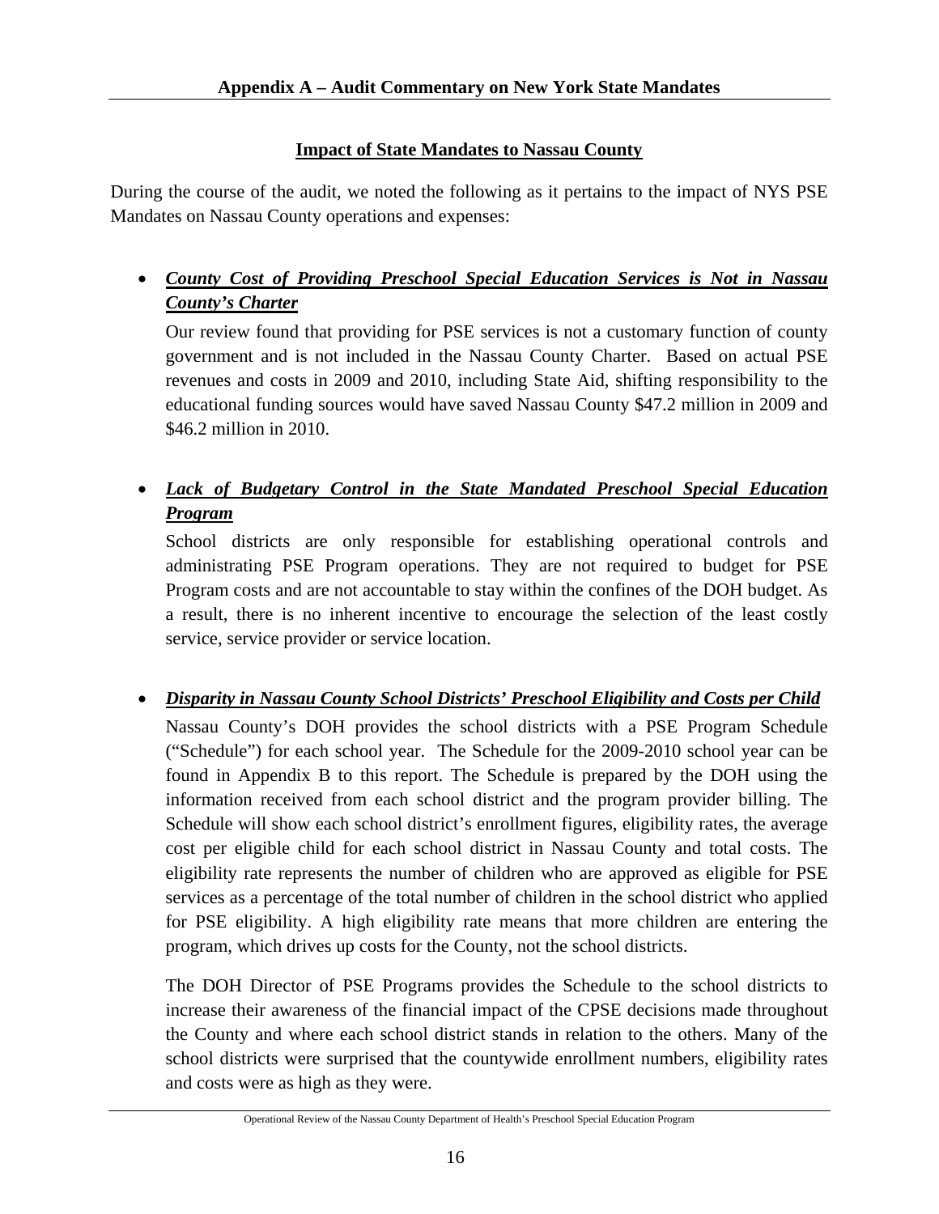## Appendix A – Audit Commentary on New York State Mandates

### Impact of State Mandates to Nassau County

During the course of the audit, we noted the following as it pertains to the impact of NYS PSE Mandates on Nassau County operations and expenses:

- ***County Cost of Providing Preschool Special Education Services is Not in Nassau County's Charter***

  Our review found that providing for PSE services is not a customary function of county government and is not included in the Nassau County Charter. Based on actual PSE revenues and costs in 2009 and 2010, including State Aid, shifting responsibility to the educational funding sources would have saved Nassau County $47.2 million in 2009 and $46.2 million in 2010.

- ***Lack of Budgetary Control in the State Mandated Preschool Special Education Program***

  School districts are only responsible for establishing operational controls and administrating PSE Program operations. They are not required to budget for PSE Program costs and are not accountable to stay within the confines of the DOH budget. As a result, there is no inherent incentive to encourage the selection of the least costly service, service provider or service location.

- ***Disparity in Nassau County School Districts' Preschool Eligibility and Costs per Child***

  Nassau County's DOH provides the school districts with a PSE Program Schedule ("Schedule") for each school year. The Schedule for the 2009-2010 school year can be found in Appendix B to this report. The Schedule is prepared by the DOH using the information received from each school district and the program provider billing. The Schedule will show each school district's enrollment figures, eligibility rates, the average cost per eligible child for each school district in Nassau County and total costs. The eligibility rate represents the number of children who are approved as eligible for PSE services as a percentage of the total number of children in the school district who applied for PSE eligibility. A high eligibility rate means that more children are entering the program, which drives up costs for the County, not the school districts.

  The DOH Director of PSE Programs provides the Schedule to the school districts to increase their awareness of the financial impact of the CPSE decisions made throughout the County and where each school district stands in relation to the others. Many of the school districts were surprised that the countywide enrollment numbers, eligibility rates and costs were as high as they were.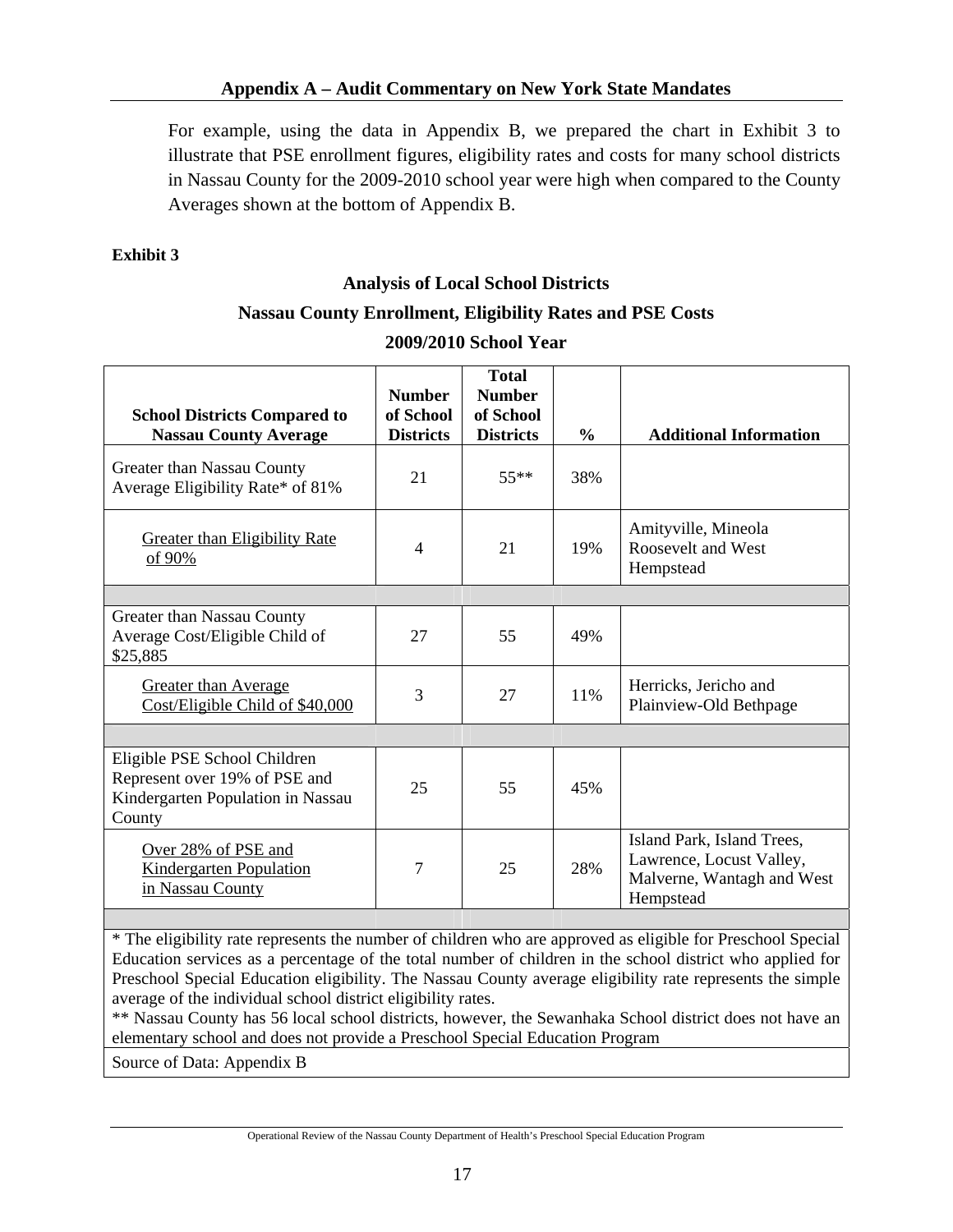## Appendix A – Audit Commentary on New York State Mandates

For example, using the data in Appendix B, we prepared the chart in Exhibit 3 to illustrate that PSE enrollment figures, eligibility rates and costs for many school districts in Nassau County for the 2009-2010 school year were high when compared to the County Averages shown at the bottom of Appendix B.

**Exhibit 3**

**Analysis of Local School Districts**

**Nassau County Enrollment, Eligibility Rates and PSE Costs**

**2009/2010 School Year**

| School Districts Compared to Nassau County Average | Number of School Districts | Total Number of School Districts | % | Additional Information |
|---|---|---|---|---|
| Greater than Nassau County Average Eligibility Rate* of 81% | 21 | 55** | 38% | |
| Greater than Eligibility Rate of 90% | 4 | 21 | 19% | Amityville, Mineola Roosevelt and West Hempstead |
| | | | | |
| Greater than Nassau County Average Cost/Eligible Child of $25,885 | 27 | 55 | 49% | |
| Greater than Average Cost/Eligible Child of $40,000 | 3 | 27 | 11% | Herricks, Jericho and Plainview-Old Bethpage |
| | | | | |
| Eligible PSE School Children Represent over 19% of PSE and Kindergarten Population in Nassau County | 25 | 55 | 45% | |
| Over 28% of PSE and Kindergarten Population in Nassau County | 7 | 25 | 28% | Island Park, Island Trees, Lawrence, Locust Valley, Malverne, Wantagh and West Hempstead |

\* The eligibility rate represents the number of children who are approved as eligible for Preschool Special Education services as a percentage of the total number of children in the school district who applied for Preschool Special Education eligibility. The Nassau County average eligibility rate represents the simple average of the individual school district eligibility rates.

\*\* Nassau County has 56 local school districts, however, the Sewanhaka School district does not have an elementary school and does not provide a Preschool Special Education Program

Source of Data: Appendix B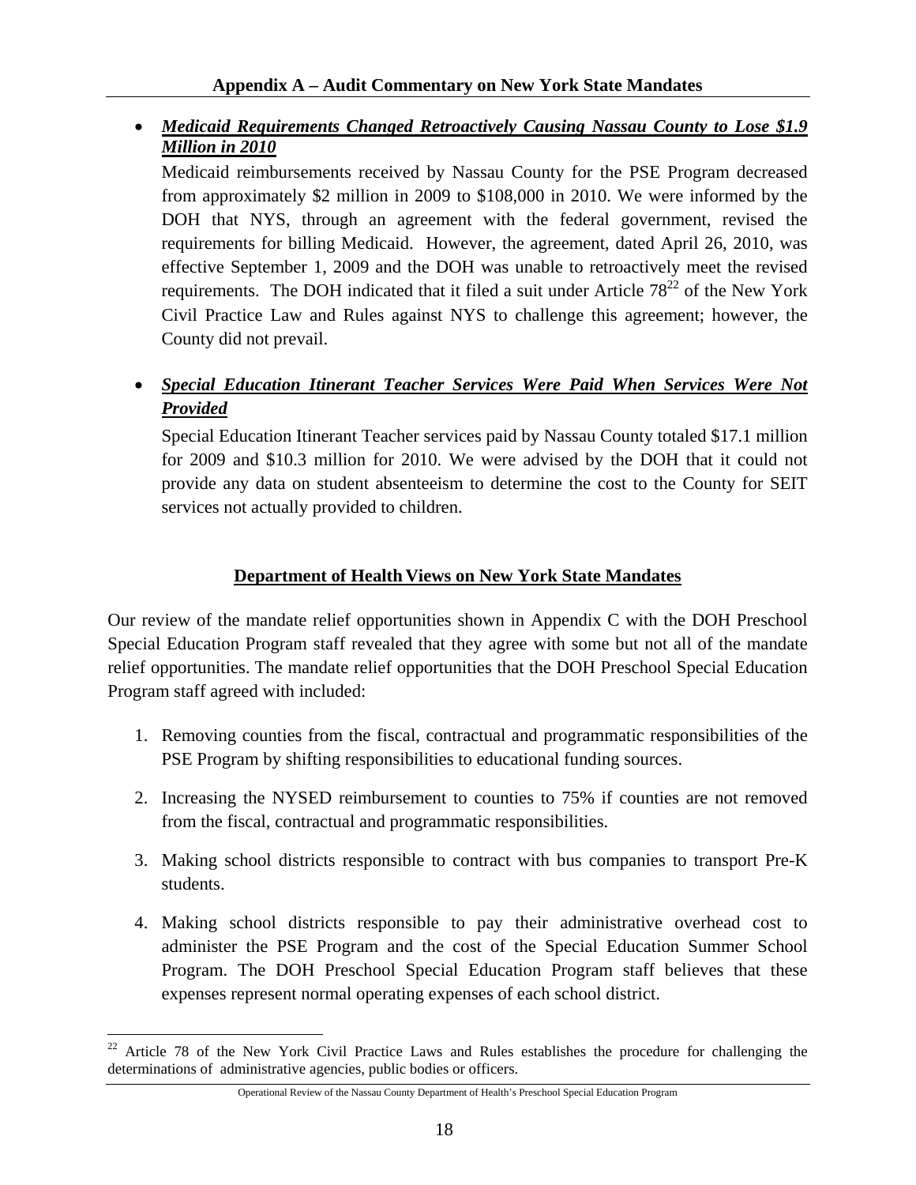## Appendix A – Audit Commentary on New York State Mandates

- ***Medicaid Requirements Changed Retroactively Causing Nassau County to Lose \$1.9 Million in 2010***

  Medicaid reimbursements received by Nassau County for the PSE Program decreased from approximately \$2 million in 2009 to \$108,000 in 2010. We were informed by the DOH that NYS, through an agreement with the federal government, revised the requirements for billing Medicaid. However, the agreement, dated April 26, 2010, was effective September 1, 2009 and the DOH was unable to retroactively meet the revised requirements. The DOH indicated that it filed a suit under Article 78[22] of the New York Civil Practice Law and Rules against NYS to challenge this agreement; however, the County did not prevail.

- ***Special Education Itinerant Teacher Services Were Paid When Services Were Not Provided***

  Special Education Itinerant Teacher services paid by Nassau County totaled \$17.1 million for 2009 and \$10.3 million for 2010. We were advised by the DOH that it could not provide any data on student absenteeism to determine the cost to the County for SEIT services not actually provided to children.

### Department of Health Views on New York State Mandates

Our review of the mandate relief opportunities shown in Appendix C with the DOH Preschool Special Education Program staff revealed that they agree with some but not all of the mandate relief opportunities. The mandate relief opportunities that the DOH Preschool Special Education Program staff agreed with included:

1. Removing counties from the fiscal, contractual and programmatic responsibilities of the PSE Program by shifting responsibilities to educational funding sources.
2. Increasing the NYSED reimbursement to counties to 75% if counties are not removed from the fiscal, contractual and programmatic responsibilities.
3. Making school districts responsible to contract with bus companies to transport Pre-K students.
4. Making school districts responsible to pay their administrative overhead cost to administer the PSE Program and the cost of the Special Education Summer School Program. The DOH Preschool Special Education Program staff believes that these expenses represent normal operating expenses of each school district.

---

[22] Article 78 of the New York Civil Practice Laws and Rules establishes the procedure for challenging the determinations of administrative agencies, public bodies or officers.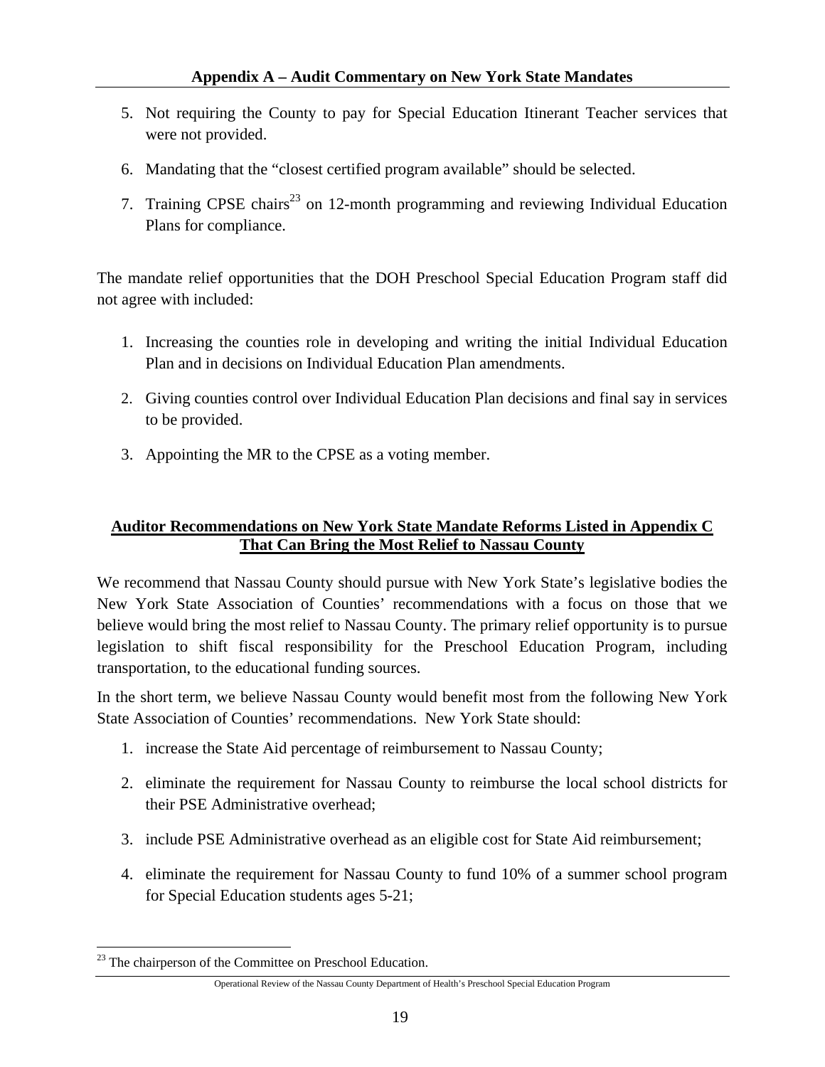5. Not requiring the County to pay for Special Education Itinerant Teacher services that were not provided.

6. Mandating that the "closest certified program available" should be selected.

7. Training CPSE chairs[23] on 12-month programming and reviewing Individual Education Plans for compliance.

The mandate relief opportunities that the DOH Preschool Special Education Program staff did not agree with included:

1. Increasing the counties role in developing and writing the initial Individual Education Plan and in decisions on Individual Education Plan amendments.

2. Giving counties control over Individual Education Plan decisions and final say in services to be provided.

3. Appointing the MR to the CPSE as a voting member.

**Auditor Recommendations on New York State Mandate Reforms Listed in Appendix C That Can Bring the Most Relief to Nassau County**

We recommend that Nassau County should pursue with New York State's legislative bodies the New York State Association of Counties' recommendations with a focus on those that we believe would bring the most relief to Nassau County. The primary relief opportunity is to pursue legislation to shift fiscal responsibility for the Preschool Education Program, including transportation, to the educational funding sources.

In the short term, we believe Nassau County would benefit most from the following New York State Association of Counties' recommendations. New York State should:

1. increase the State Aid percentage of reimbursement to Nassau County;

2. eliminate the requirement for Nassau County to reimburse the local school districts for their PSE Administrative overhead;

3. include PSE Administrative overhead as an eligible cost for State Aid reimbursement;

4. eliminate the requirement for Nassau County to fund 10% of a summer school program for Special Education students ages 5-21;

[23] The chairperson of the Committee on Preschool Education.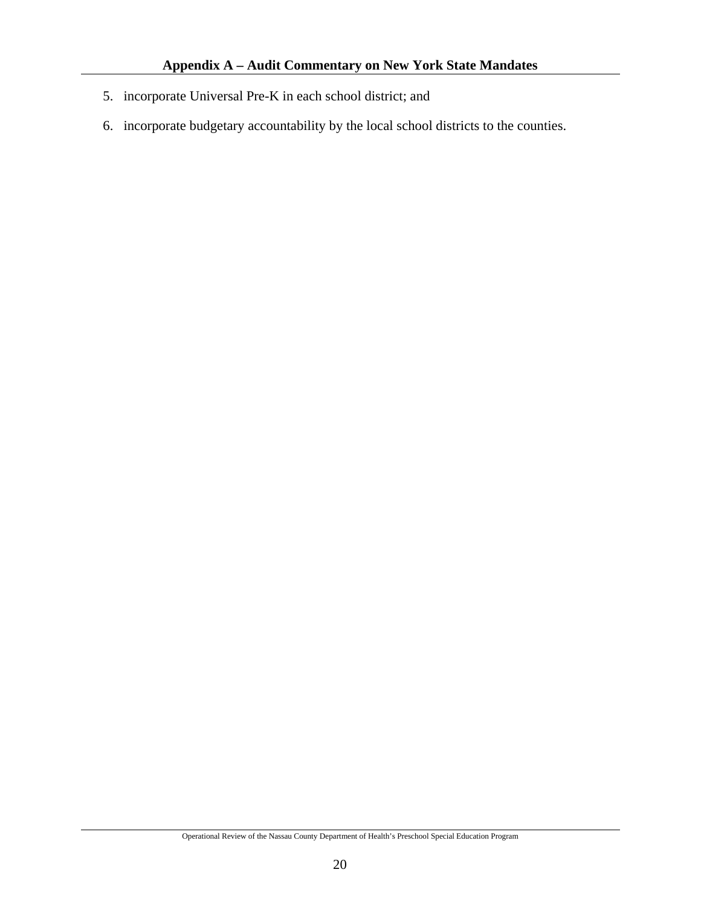5. incorporate Universal Pre-K in each school district; and

6. incorporate budgetary accountability by the local school districts to the counties.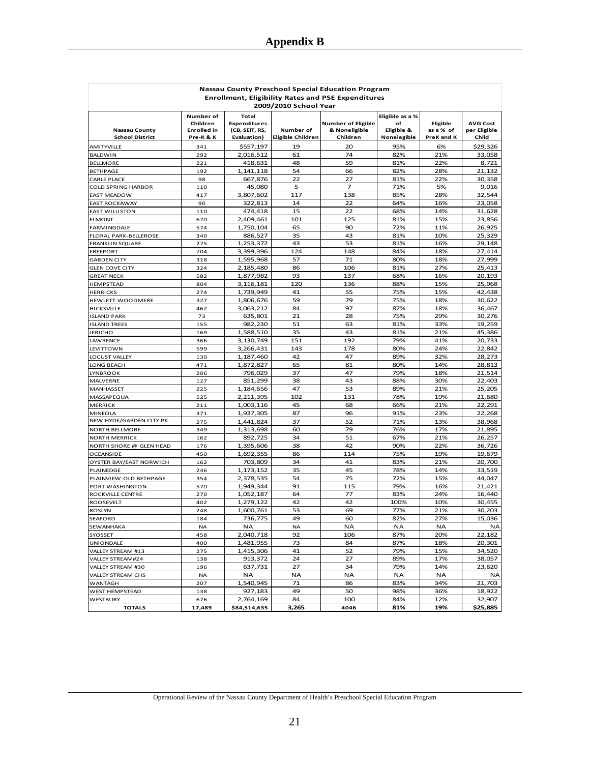# Appendix B

**Nassau County Preschool Special Education Program**
**Enrollment, Eligibility Rates and PSE Expenditures**
**2009/2010 School Year**

| Nassau County School District | Number of Children Enrolled in Pre-K & K | Total Expenditures (CB, SEIT, RS, Evaluation) | Number of Eligible Children | Number of Eligible & Noneligible Children | Eligible as a % of Eligible & Nonelegible | Eligible as a % of PreK and K | AVG Cost per Eligible Child |
|---|---|---|---|---|---|---|---|
| AMITYVILLE | 341 | $557,197 | 19 | 20 | 95% | 6% | $29,326 |
| BALDWIN | 292 | 2,016,512 | 61 | 74 | 82% | 21% | 33,058 |
| BELLMORE | 221 | 418,631 | 48 | 59 | 81% | 22% | 8,721 |
| BETHPAGE | 192 | 1,141,118 | 54 | 66 | 82% | 28% | 21,132 |
| CARLE PLACE | 98 | 667,876 | 22 | 27 | 81% | 22% | 30,358 |
| COLD SPRING HARBOR | 110 | 45,080 | 5 | 7 | 71% | 5% | 9,016 |
| EAST MEADOW | 417 | 3,807,602 | 117 | 138 | 85% | 28% | 32,544 |
| EAST ROCKAWAY | 90 | 322,813 | 14 | 22 | 64% | 16% | 23,058 |
| EAST WILLISTON | 110 | 474,418 | 15 | 22 | 68% | 14% | 31,628 |
| ELMONT | 670 | 2,409,461 | 101 | 125 | 81% | 15% | 23,856 |
| FARMINGDALE | 574 | 1,750,104 | 65 | 90 | 72% | 11% | 26,925 |
| FLORAL PARK-BELLEROSE | 340 | 886,527 | 35 | 43 | 81% | 10% | 25,329 |
| FRANKLIN SQUARE | 275 | 1,253,372 | 43 | 53 | 81% | 16% | 29,148 |
| FREEPORT | 704 | 3,399,396 | 124 | 148 | 84% | 18% | 27,414 |
| GARDEN CITY | 318 | 1,595,968 | 57 | 71 | 80% | 18% | 27,999 |
| GLEN COVE CITY | 324 | 2,185,480 | 86 | 106 | 81% | 27% | 25,413 |
| GREAT NECK | 582 | 1,877,982 | 93 | 137 | 68% | 16% | 20,193 |
| HEMPSTEAD | 804 | 3,116,181 | 120 | 136 | 88% | 15% | 25,968 |
| HERRICKS | 274 | 1,739,949 | 41 | 55 | 75% | 15% | 42,438 |
| HEWLETT-WOODMERE | 327 | 1,806,676 | 59 | 79 | 75% | 18% | 30,622 |
| HICKSVILLE | 462 | 3,063,212 | 84 | 97 | 87% | 18% | 36,467 |
| ISLAND PARK | 73 | 635,801 | 21 | 28 | 75% | 29% | 30,276 |
| ISLAND TREES | 155 | 982,230 | 51 | 63 | 81% | 33% | 19,259 |
| JERICHO | 169 | 1,588,510 | 35 | 43 | 81% | 21% | 45,386 |
| LAWRENCE | 366 | 3,130,749 | 151 | 192 | 79% | 41% | 20,733 |
| LEVITTOWN | 599 | 3,266,431 | 143 | 178 | 80% | 24% | 22,842 |
| LOCUST VALLEY | 130 | 1,187,460 | 42 | 47 | 89% | 32% | 28,273 |
| LONG BEACH | 471 | 1,872,827 | 65 | 81 | 80% | 14% | 28,813 |
| LYNBROOK | 206 | 796,029 | 37 | 47 | 79% | 18% | 21,514 |
| MALVERNE | 127 | 851,299 | 38 | 43 | 88% | 30% | 22,403 |
| MANHASSET | 225 | 1,184,656 | 47 | 53 | 89% | 21% | 25,205 |
| MASSAPEQUA | 525 | 2,211,395 | 102 | 131 | 78% | 19% | 21,680 |
| MERRICK | 211 | 1,003,116 | 45 | 68 | 66% | 21% | 22,291 |
| MINEOLA | 371 | 1,937,305 | 87 | 96 | 91% | 23% | 22,268 |
| NEW HYDE/GARDEN CITY PK | 275 | 1,441,824 | 37 | 52 | 71% | 13% | 38,968 |
| NORTH BELLMORE | 349 | 1,313,698 | 60 | 79 | 76% | 17% | 21,895 |
| NORTH MERRICK | 162 | 892,725 | 34 | 51 | 67% | 21% | 26,257 |
| NORTH SHORE @ GLEN HEAD | 176 | 1,395,606 | 38 | 42 | 90% | 22% | 36,726 |
| OCEANSIDE | 450 | 1,692,355 | 86 | 114 | 75% | 19% | 19,679 |
| OYSTER BAY/EAST NORWICH | 162 | 703,809 | 34 | 41 | 83% | 21% | 20,700 |
| PLAINEDGE | 246 | 1,173,152 | 35 | 45 | 78% | 14% | 33,519 |
| PLAINVIEW-OLD BETHPAGE | 354 | 2,378,535 | 54 | 75 | 72% | 15% | 44,047 |
| PORT WASHINGTON | 570 | 1,949,344 | 91 | 115 | 79% | 16% | 21,421 |
| ROCKVILLE CENTRE | 270 | 1,052,187 | 64 | 77 | 83% | 24% | 16,440 |
| ROOSEVELT | 402 | 1,279,122 | 42 | 42 | 100% | 10% | 30,455 |
| ROSLYN | 248 | 1,600,761 | 53 | 69 | 77% | 21% | 30,203 |
| SEAFORD | 184 | 736,775 | 49 | 60 | 82% | 27% | 15,036 |
| SEWANHAKA | NA | NA | NA | NA | NA | NA | NA |
| SYOSSET | 458 | 2,040,718 | 92 | 106 | 87% | 20% | 22,182 |
| UNIONDALE | 400 | 1,481,955 | 73 | 84 | 87% | 18% | 20,301 |
| VALLEY STREAM #13 | 275 | 1,415,306 | 41 | 52 | 79% | 15% | 34,520 |
| VALLEY STREAM#24 | 138 | 913,372 | 24 | 27 | 89% | 17% | 38,057 |
| VALLEY STREAM #30 | 196 | 637,731 | 27 | 34 | 79% | 14% | 23,620 |
| VALLEY STREAM CHS | NA | NA | NA | NA | NA | NA | NA |
| WANTAGH | 207 | 1,540,945 | 71 | 86 | 83% | 34% | 21,703 |
| WEST HEMPSTEAD | 138 | 927,183 | 49 | 50 | 98% | 36% | 18,922 |
| WESTBURY | 676 | 2,764,169 | 84 | 100 | 84% | 12% | 32,907 |
| **TOTALS** | **17,489** | **$84,514,635** | **3,265** | **4046** | **81%** | **19%** | **$25,885** |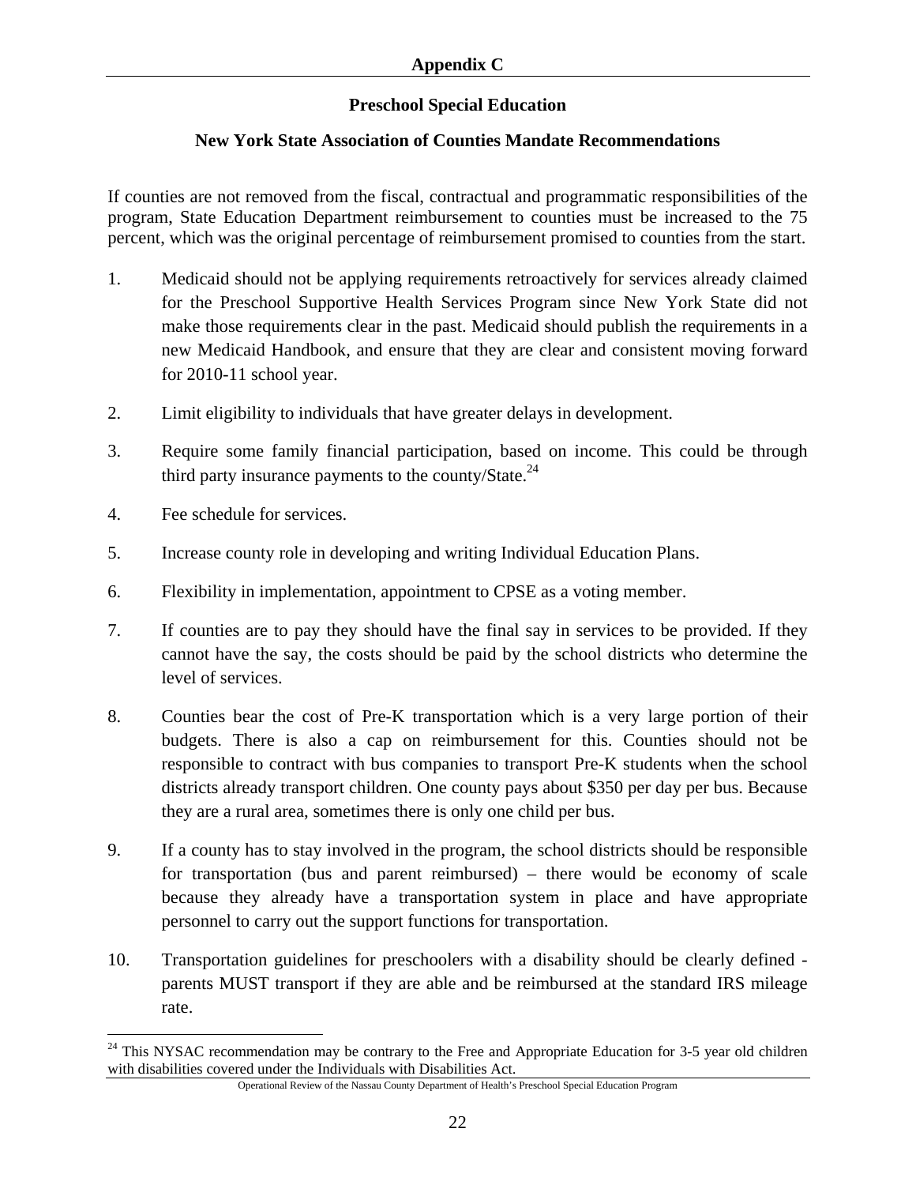# Appendix C

## Preserved Special Education

# Appendix C

## Preschool Special Education

### New York State Association of Counties Mandate Recommendations

If counties are not removed from the fiscal, contractual and programmatic responsibilities of the program, State Education Department reimbursement to counties must be increased to the 75 percent, which was the original percentage of reimbursement promised to counties from the start.

1. Medicaid should not be applying requirements retroactively for services already claimed for the Preschool Supportive Health Services Program since New York State did not make those requirements clear in the past. Medicaid should publish the requirements in a new Medicaid Handbook, and ensure that they are clear and consistent moving forward for 2010-11 school year.
2. Limit eligibility to individuals that have greater delays in development.
3. Require some family financial participation, based on income. This could be through third party insurance payments to the county/State.[24]
4. Fee schedule for services.
5. Increase county role in developing and writing Individual Education Plans.
6. Flexibility in implementation, appointment to CPSE as a voting member.
7. If counties are to pay they should have the final say in services to be provided. If they cannot have the say, the costs should be paid by the school districts who determine the level of services.
8. Counties bear the cost of Pre-K transportation which is a very large portion of their budgets. There is also a cap on reimbursement for this. Counties should not be responsible to contract with bus companies to transport Pre-K students when the school districts already transport children. One county pays about $350 per day per bus. Because they are a rural area, sometimes there is only one child per bus.
9. If a county has to stay involved in the program, the school districts should be responsible for transportation (bus and parent reimbursed) – there would be economy of scale because they already have a transportation system in place and have appropriate personnel to carry out the support functions for transportation.
10. Transportation guidelines for preschoolers with a disability should be clearly defined - parents MUST transport if they are able and be reimbursed at the standard IRS mileage rate.

[24] This NYSAC recommendation may be contrary to the Free and Appropriate Education for 3-5 year old children with disabilities covered under the Individuals with Disabilities Act.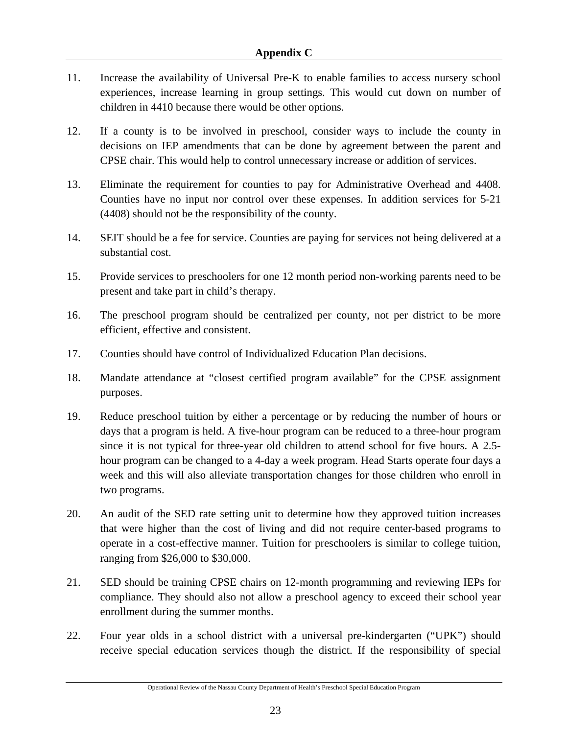**Appendix C**

11. Increase the availability of Universal Pre-K to enable families to access nursery school experiences, increase learning in group settings. This would cut down on number of children in 4410 because there would be other options.

12. If a county is to be involved in preschool, consider ways to include the county in decisions on IEP amendments that can be done by agreement between the parent and CPSE chair. This would help to control unnecessary increase or addition of services.

13. Eliminate the requirement for counties to pay for Administrative Overhead and 4408. Counties have no input nor control over these expenses. In addition services for 5-21 (4408) should not be the responsibility of the county.

14. SEIT should be a fee for service. Counties are paying for services not being delivered at a substantial cost.

15. Provide services to preschoolers for one 12 month period non-working parents need to be present and take part in child's therapy.

16. The preschool program should be centralized per county, not per district to be more efficient, effective and consistent.

17. Counties should have control of Individualized Education Plan decisions.

18. Mandate attendance at "closest certified program available" for the CPSE assignment purposes.

19. Reduce preschool tuition by either a percentage or by reducing the number of hours or days that a program is held. A five-hour program can be reduced to a three-hour program since it is not typical for three-year old children to attend school for five hours. A 2.5-hour program can be changed to a 4-day a week program. Head Starts operate four days a week and this will also alleviate transportation changes for those children who enroll in two programs.

20. An audit of the SED rate setting unit to determine how they approved tuition increases that were higher than the cost of living and did not require center-based programs to operate in a cost-effective manner. Tuition for preschoolers is similar to college tuition, ranging from $26,000 to $30,000.

21. SED should be training CPSE chairs on 12-month programming and reviewing IEPs for compliance. They should also not allow a preschool agency to exceed their school year enrollment during the summer months.

22. Four year olds in a school district with a universal pre-kindergarten ("UPK") should receive special education services though the district. If the responsibility of special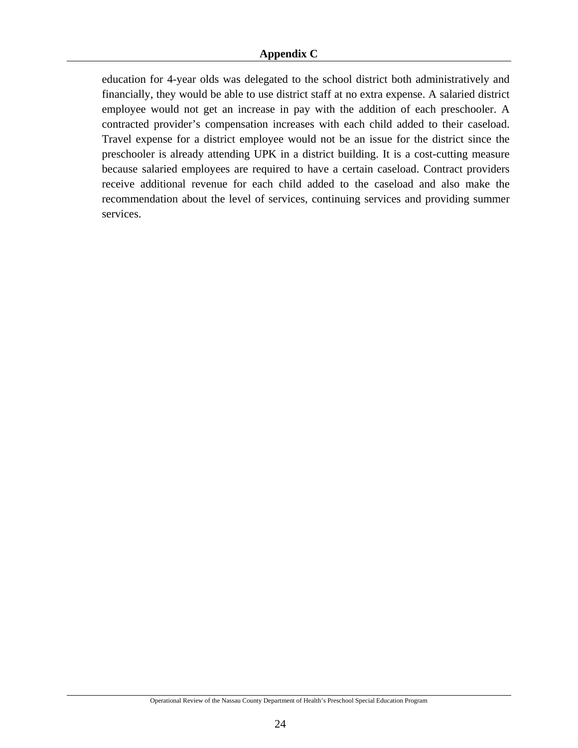education for 4-year olds was delegated to the school district both administratively and financially, they would be able to use district staff at no extra expense. A salaried district employee would not get an increase in pay with the addition of each preschooler. A contracted provider's compensation increases with each child added to their caseload. Travel expense for a district employee would not be an issue for the district since the preschooler is already attending UPK in a district building. It is a cost-cutting measure because salaried employees are required to have a certain caseload. Contract providers receive additional revenue for each child added to the caseload and also make the recommendation about the level of services, continuing services and providing summer services.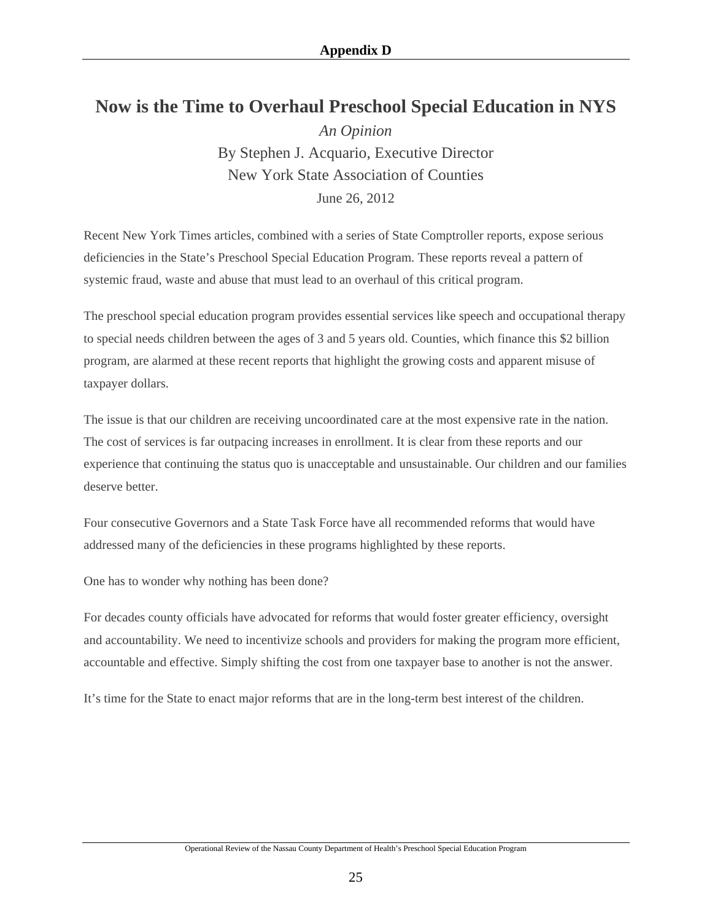## Appendix D

# Now is the Time to Overhaul Preschool Special Education in NYS

*An Opinion*

By Stephen J. Acquario, Executive Director

New York State Association of Counties

June 26, 2012

Recent New York Times articles, combined with a series of State Comptroller reports, expose serious deficiencies in the State's Preschool Special Education Program. These reports reveal a pattern of systemic fraud, waste and abuse that must lead to an overhaul of this critical program.

The preschool special education program provides essential services like speech and occupational therapy to special needs children between the ages of 3 and 5 years old. Counties, which finance this $2 billion program, are alarmed at these recent reports that highlight the growing costs and apparent misuse of taxpayer dollars.

The issue is that our children are receiving uncoordinated care at the most expensive rate in the nation. The cost of services is far outpacing increases in enrollment. It is clear from these reports and our experience that continuing the status quo is unacceptable and unsustainable. Our children and our families deserve better.

Four consecutive Governors and a State Task Force have all recommended reforms that would have addressed many of the deficiencies in these programs highlighted by these reports.

One has to wonder why nothing has been done?

For decades county officials have advocated for reforms that would foster greater efficiency, oversight and accountability. We need to incentivize schools and providers for making the program more efficient, accountable and effective. Simply shifting the cost from one taxpayer base to another is not the answer.

It's time for the State to enact major reforms that are in the long-term best interest of the children.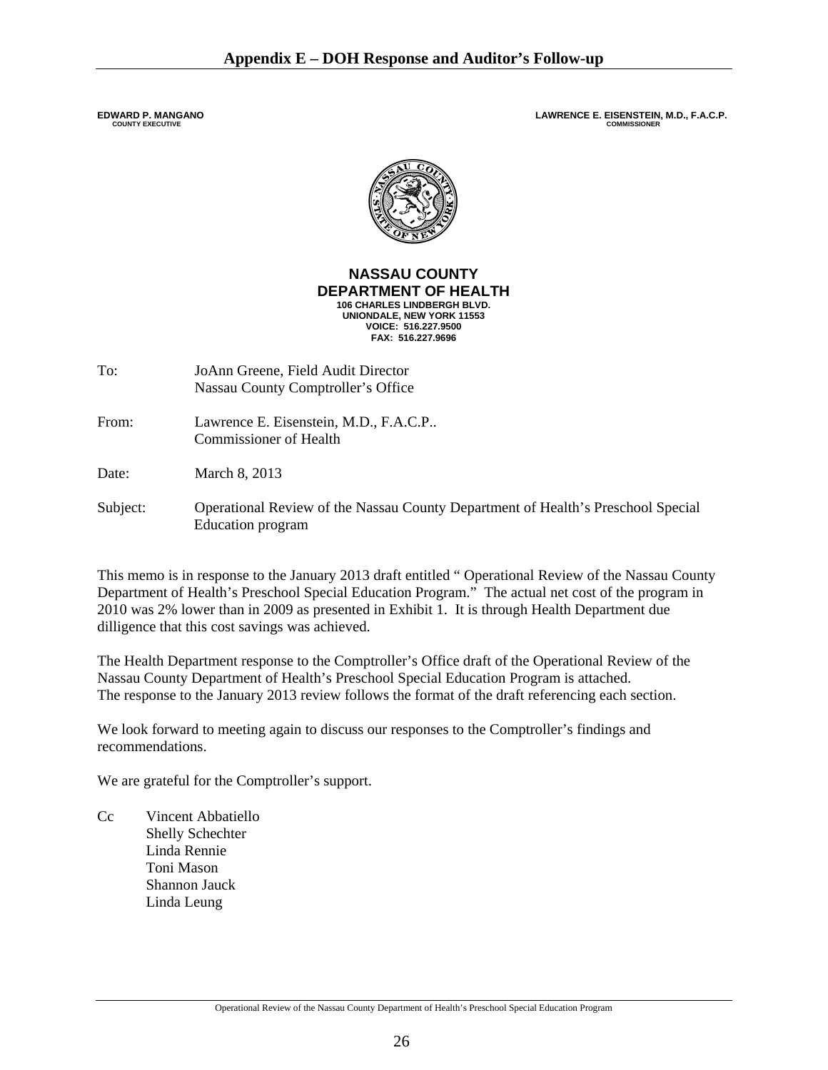# Appendix E – DOH Response and Auditor's Follow-up

**EDWARD P. MANGANO**
**COUNTY EXECUTIVE**

**LAWRENCE E. EISENSTEIN, M.D., F.A.C.P.**
**COMMISSIONER**

**NASSAU COUNTY**
**DEPARTMENT OF HEALTH**
**106 CHARLES LINDBERGH BLVD.**
**UNIONDALE, NEW YORK 11553**
**VOICE: 516.227.9500**
**FAX: 516.227.9696**

To: JoAnn Greene, Field Audit Director
Nassau County Comptroller's Office

From: Lawrence E. Eisenstein, M.D., F.A.C.P..
Commissioner of Health

Date: March 8, 2013

Subject: Operational Review of the Nassau County Department of Health's Preschool Special Education program

This memo is in response to the January 2013 draft entitled " Operational Review of the Nassau County Department of Health's Preschool Special Education Program." The actual net cost of the program in 2010 was 2% lower than in 2009 as presented in Exhibit 1. It is through Health Department due dilligence that this cost savings was achieved.

The Health Department response to the Comptroller's Office draft of the Operational Review of the Nassau County Department of Health's Preschool Special Education Program is attached.
The response to the January 2013 review follows the format of the draft referencing each section.

We look forward to meeting again to discuss our responses to the Comptroller's findings and recommendations.

We are grateful for the Comptroller's support.

Cc Vincent Abbatiello
Shelly Schechter
Linda Rennie
Toni Mason
Shannon Jauck
Linda Leung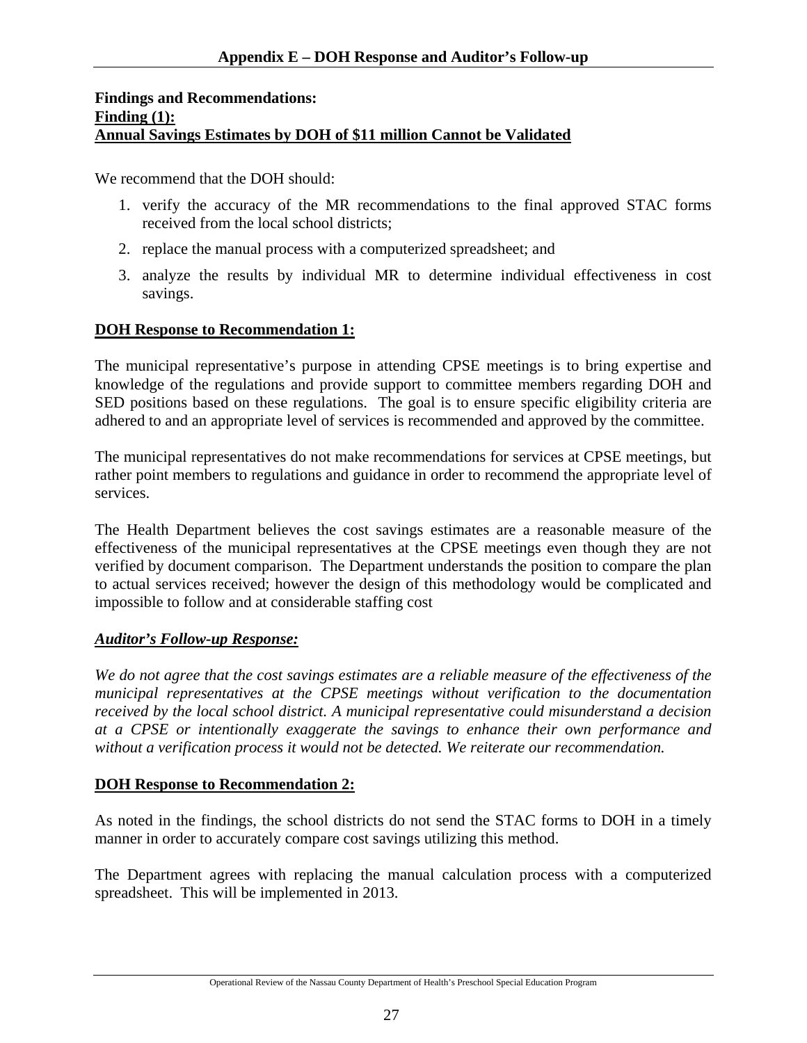## Appendix E – DOH Response and Auditor's Follow-up

**Findings and Recommendations:**
**Finding (1):**
**Annual Savings Estimates by DOH of $11 million Cannot be Validated**

We recommend that the DOH should:

1. verify the accuracy of the MR recommendations to the final approved STAC forms received from the local school districts;
2. replace the manual process with a computerized spreadsheet; and
3. analyze the results by individual MR to determine individual effectiveness in cost savings.

**DOH Response to Recommendation 1:**

The municipal representative's purpose in attending CPSE meetings is to bring expertise and knowledge of the regulations and provide support to committee members regarding DOH and SED positions based on these regulations. The goal is to ensure specific eligibility criteria are adhered to and an appropriate level of services is recommended and approved by the committee.

The municipal representatives do not make recommendations for services at CPSE meetings, but rather point members to regulations and guidance in order to recommend the appropriate level of services.

The Health Department believes the cost savings estimates are a reasonable measure of the effectiveness of the municipal representatives at the CPSE meetings even though they are not verified by document comparison. The Department understands the position to compare the plan to actual services received; however the design of this methodology would be complicated and impossible to follow and at considerable staffing cost

***Auditor's Follow-up Response:***

*We do not agree that the cost savings estimates are a reliable measure of the effectiveness of the municipal representatives at the CPSE meetings without verification to the documentation received by the local school district. A municipal representative could misunderstand a decision at a CPSE or intentionally exaggerate the savings to enhance their own performance and without a verification process it would not be detected. We reiterate our recommendation.*

**DOH Response to Recommendation 2:**

As noted in the findings, the school districts do not send the STAC forms to DOH in a timely manner in order to accurately compare cost savings utilizing this method.

The Department agrees with replacing the manual calculation process with a computerized spreadsheet. This will be implemented in 2013.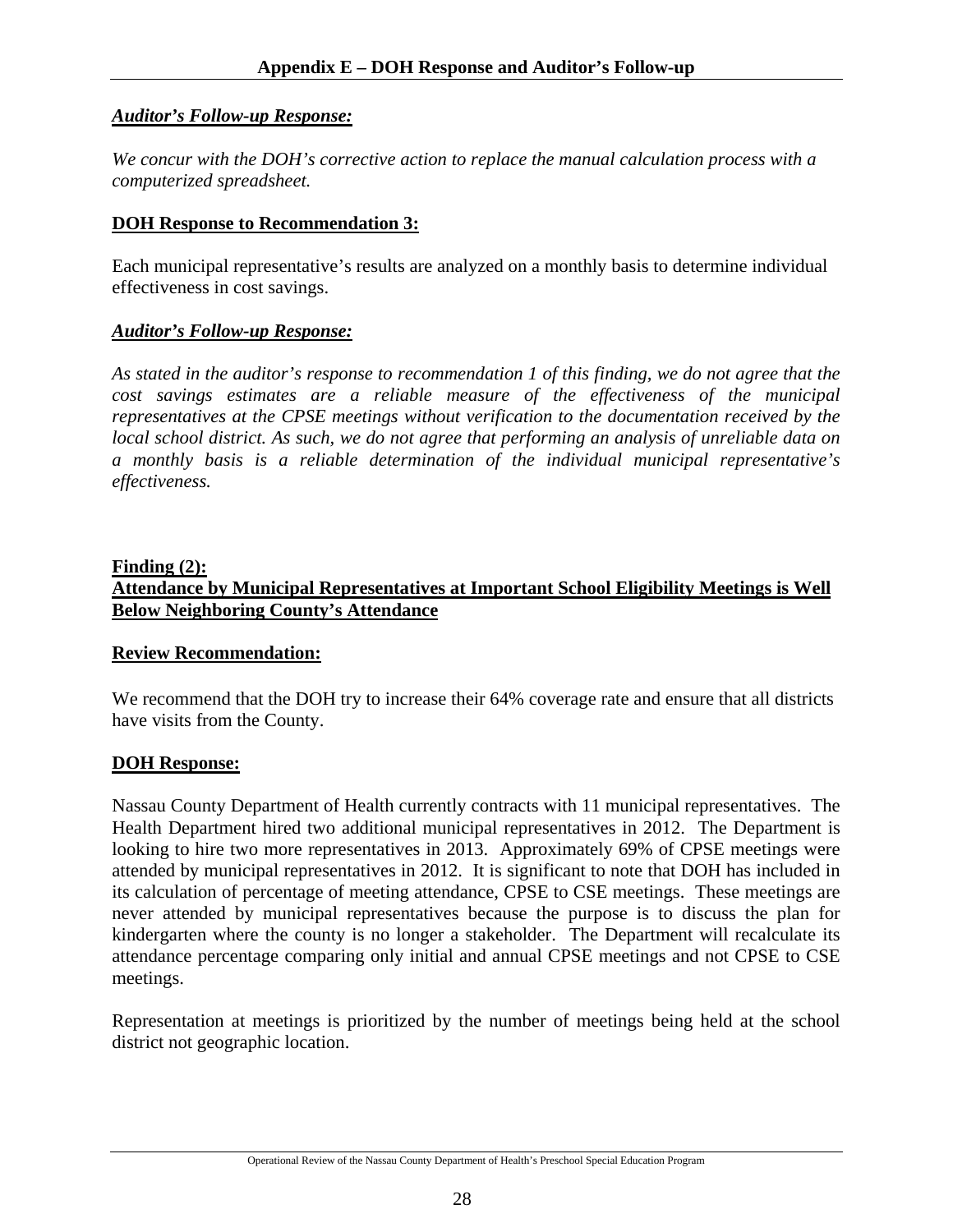## Appendix E – DOH Response and Auditor's Follow-up

***Auditor's Follow-up Response:***

*We concur with the DOH's corrective action to replace the manual calculation process with a computerized spreadsheet.*

**DOH Response to Recommendation 3:**

Each municipal representative's results are analyzed on a monthly basis to determine individual effectiveness in cost savings.

***Auditor's Follow-up Response:***

*As stated in the auditor's response to recommendation 1 of this finding, we do not agree that the cost savings estimates are a reliable measure of the effectiveness of the municipal representatives at the CPSE meetings without verification to the documentation received by the local school district. As such, we do not agree that performing an analysis of unreliable data on a monthly basis is a reliable determination of the individual municipal representative's effectiveness.*

**Finding (2):**
**Attendance by Municipal Representatives at Important School Eligibility Meetings is Well Below Neighboring County's Attendance**

**Review Recommendation:**

We recommend that the DOH try to increase their 64% coverage rate and ensure that all districts have visits from the County.

**DOH Response:**

Nassau County Department of Health currently contracts with 11 municipal representatives. The Health Department hired two additional municipal representatives in 2012. The Department is looking to hire two more representatives in 2013. Approximately 69% of CPSE meetings were attended by municipal representatives in 2012. It is significant to note that DOH has included in its calculation of percentage of meeting attendance, CPSE to CSE meetings. These meetings are never attended by municipal representatives because the purpose is to discuss the plan for kindergarten where the county is no longer a stakeholder. The Department will recalculate its attendance percentage comparing only initial and annual CPSE meetings and not CPSE to CSE meetings.

Representation at meetings is prioritized by the number of meetings being held at the school district not geographic location.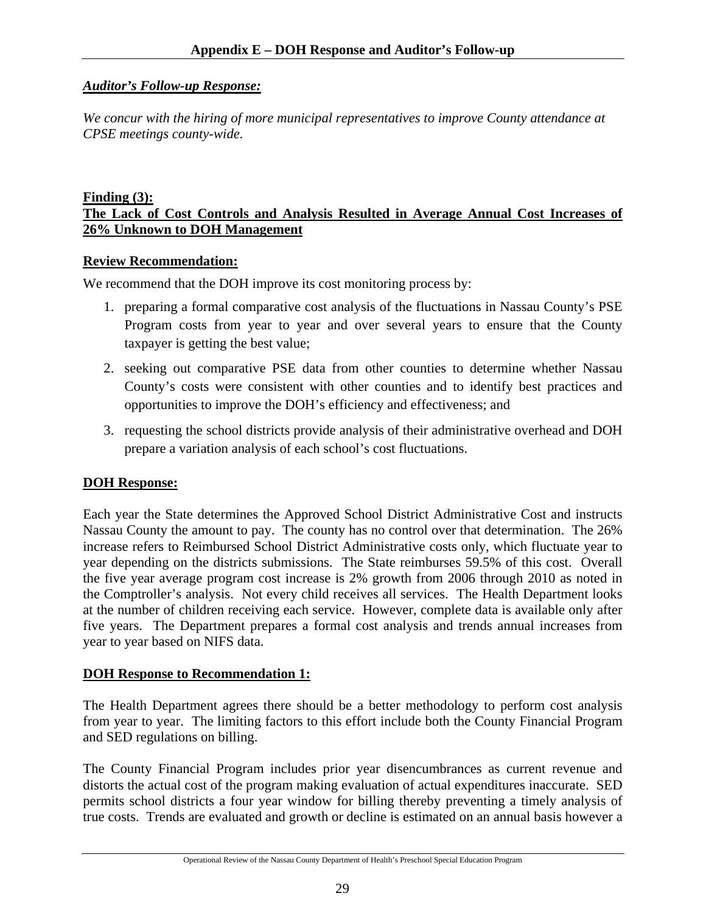## Appendix E – DOH Response and Auditor's Follow-up

***Auditor's Follow-up Response:***

*We concur with the hiring of more municipal representatives to improve County attendance at CPSE meetings county-wide.*

**Finding (3):**
**The Lack of Cost Controls and Analysis Resulted in Average Annual Cost Increases of 26% Unknown to DOH Management**

**Review Recommendation:**

We recommend that the DOH improve its cost monitoring process by:

1. preparing a formal comparative cost analysis of the fluctuations in Nassau County's PSE Program costs from year to year and over several years to ensure that the County taxpayer is getting the best value;

2. seeking out comparative PSE data from other counties to determine whether Nassau County's costs were consistent with other counties and to identify best practices and opportunities to improve the DOH's efficiency and effectiveness; and

3. requesting the school districts provide analysis of their administrative overhead and DOH prepare a variation analysis of each school's cost fluctuations.

**DOH Response:**

Each year the State determines the Approved School District Administrative Cost and instructs Nassau County the amount to pay. The county has no control over that determination. The 26% increase refers to Reimbursed School District Administrative costs only, which fluctuate year to year depending on the districts submissions. The State reimburses 59.5% of this cost. Overall the five year average program cost increase is 2% growth from 2006 through 2010 as noted in the Comptroller's analysis. Not every child receives all services. The Health Department looks at the number of children receiving each service. However, complete data is available only after five years. The Department prepares a formal cost analysis and trends annual increases from year to year based on NIFS data.

**DOH Response to Recommendation 1:**

The Health Department agrees there should be a better methodology to perform cost analysis from year to year. The limiting factors to this effort include both the County Financial Program and SED regulations on billing.

The County Financial Program includes prior year disencumbrances as current revenue and distorts the actual cost of the program making evaluation of actual expenditures inaccurate. SED permits school districts a four year window for billing thereby preventing a timely analysis of true costs. Trends are evaluated and growth or decline is estimated on an annual basis however a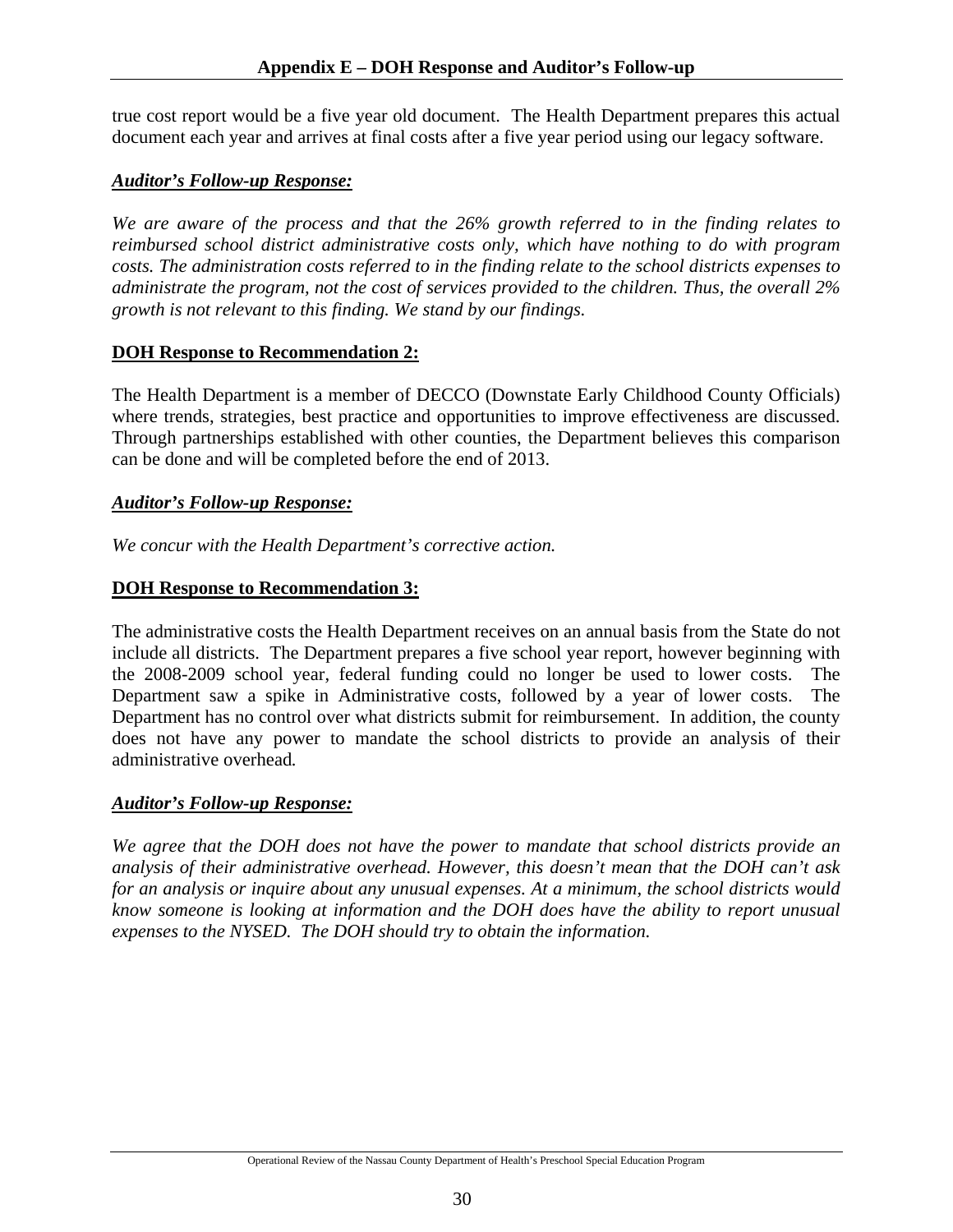true cost report would be a five year old document. The Health Department prepares this actual document each year and arrives at final costs after a five year period using our legacy software.

***Auditor's Follow-up Response:***

*We are aware of the process and that the 26% growth referred to in the finding relates to reimbursed school district administrative costs only, which have nothing to do with program costs. The administration costs referred to in the finding relate to the school districts expenses to administrate the program, not the cost of services provided to the children. Thus, the overall 2% growth is not relevant to this finding. We stand by our findings.*

**DOH Response to Recommendation 2:**

The Health Department is a member of DECCO (Downstate Early Childhood County Officials) where trends, strategies, best practice and opportunities to improve effectiveness are discussed. Through partnerships established with other counties, the Department believes this comparison can be done and will be completed before the end of 2013.

***Auditor's Follow-up Response:***

*We concur with the Health Department's corrective action.*

**DOH Response to Recommendation 3:**

The administrative costs the Health Department receives on an annual basis from the State do not include all districts. The Department prepares a five school year report, however beginning with the 2008-2009 school year, federal funding could no longer be used to lower costs. The Department saw a spike in Administrative costs, followed by a year of lower costs. The Department has no control over what districts submit for reimbursement. In addition, the county does not have any power to mandate the school districts to provide an analysis of their administrative overhead.

***Auditor's Follow-up Response:***

*We agree that the DOH does not have the power to mandate that school districts provide an analysis of their administrative overhead. However, this doesn't mean that the DOH can't ask for an analysis or inquire about any unusual expenses. At a minimum, the school districts would know someone is looking at information and the DOH does have the ability to report unusual expenses to the NYSED. The DOH should try to obtain the information.*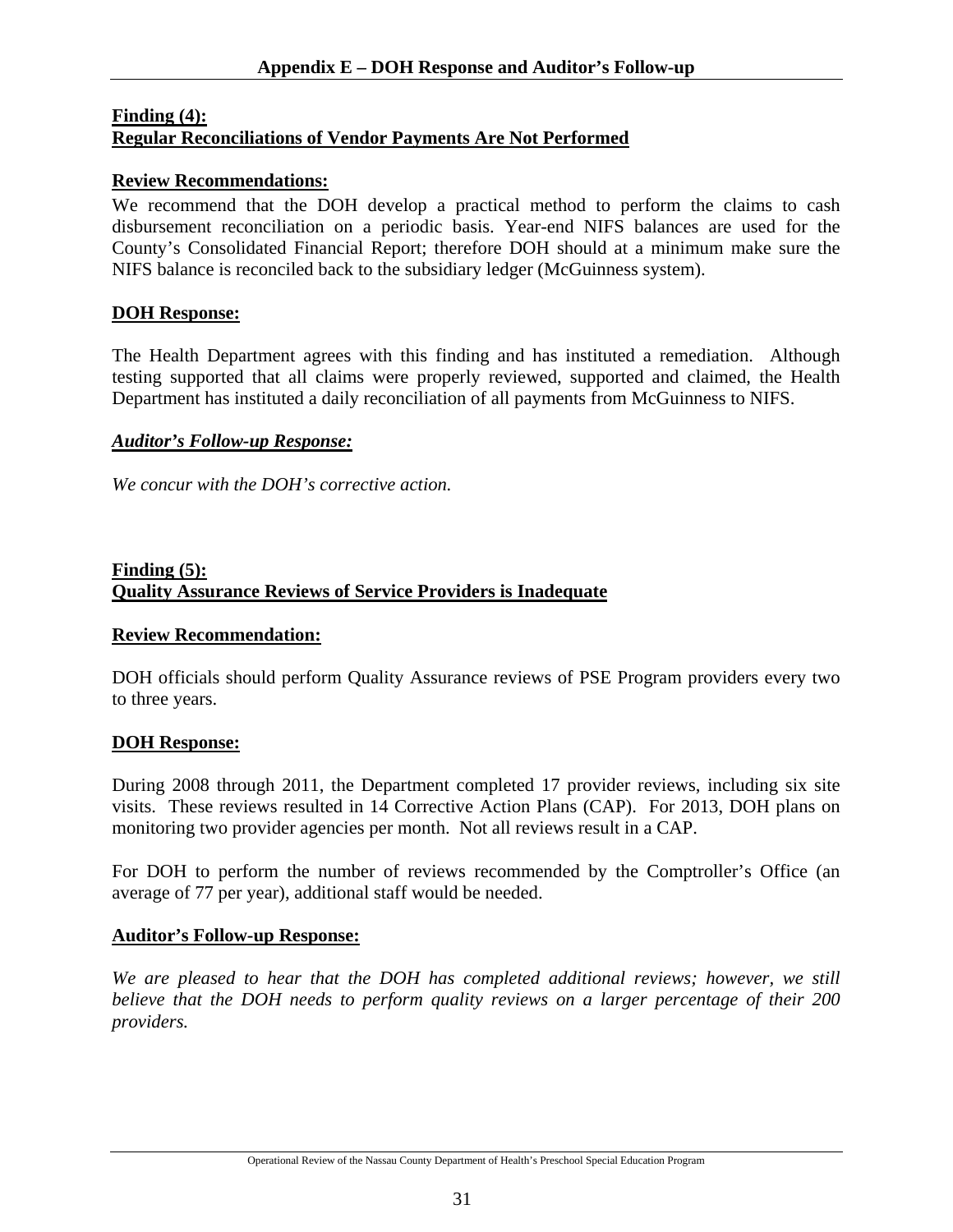## Appendix E – DOH Response and Auditor's Follow-up

**Finding (4):**
**Regular Reconciliations of Vendor Payments Are Not Performed**

**Review Recommendations:**

We recommend that the DOH develop a practical method to perform the claims to cash disbursement reconciliation on a periodic basis. Year-end NIFS balances are used for the County's Consolidated Financial Report; therefore DOH should at a minimum make sure the NIFS balance is reconciled back to the subsidiary ledger (McGuinness system).

**DOH Response:**

The Health Department agrees with this finding and has instituted a remediation. Although testing supported that all claims were properly reviewed, supported and claimed, the Health Department has instituted a daily reconciliation of all payments from McGuinness to NIFS.

***Auditor's Follow-up Response:***

*We concur with the DOH's corrective action.*

**Finding (5):**
**Quality Assurance Reviews of Service Providers is Inadequate**

**Review Recommendation:**

DOH officials should perform Quality Assurance reviews of PSE Program providers every two to three years.

**DOH Response:**

During 2008 through 2011, the Department completed 17 provider reviews, including six site visits. These reviews resulted in 14 Corrective Action Plans (CAP). For 2013, DOH plans on monitoring two provider agencies per month. Not all reviews result in a CAP.

For DOH to perform the number of reviews recommended by the Comptroller's Office (an average of 77 per year), additional staff would be needed.

**Auditor's Follow-up Response:**

*We are pleased to hear that the DOH has completed additional reviews; however, we still believe that the DOH needs to perform quality reviews on a larger percentage of their 200 providers.*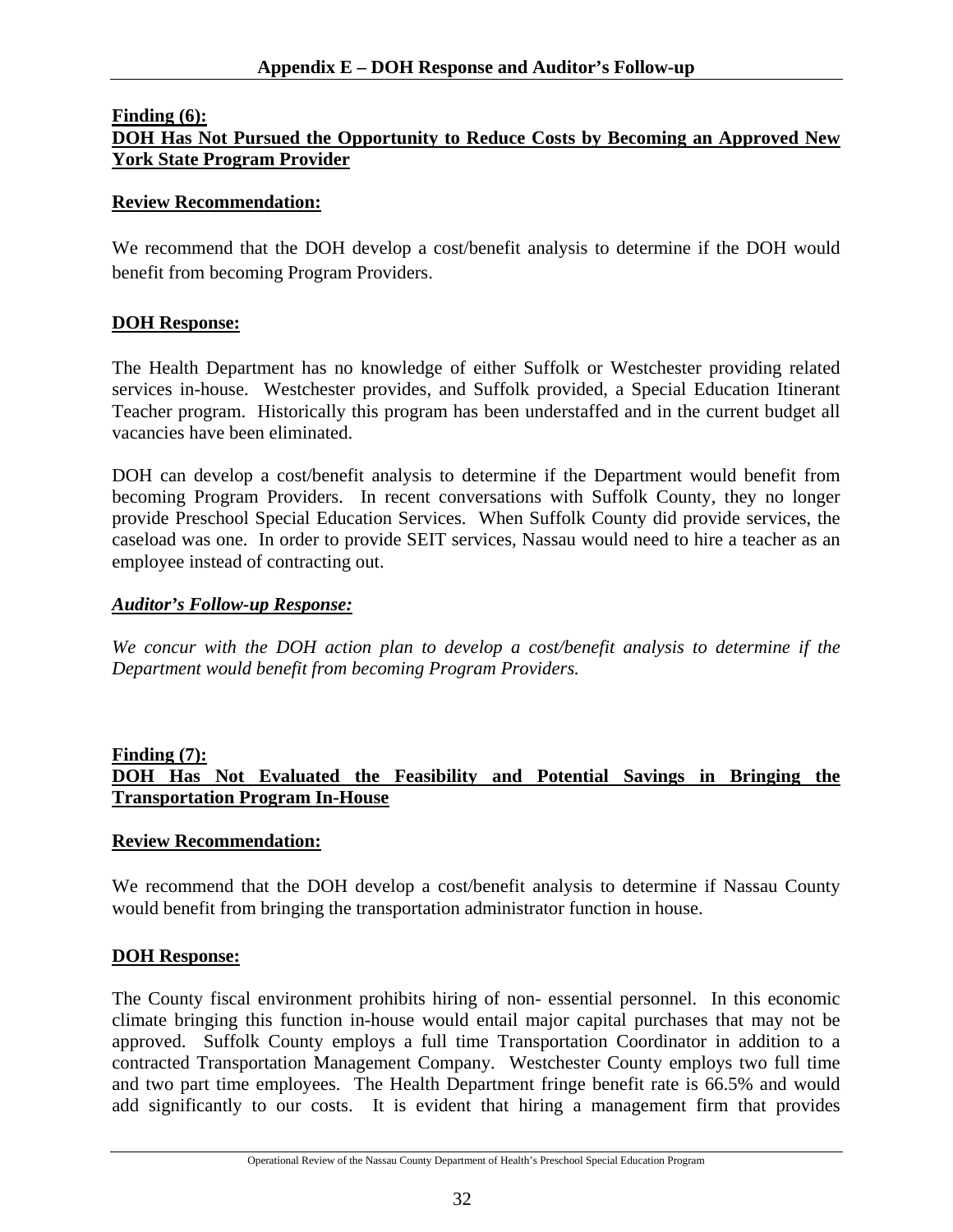## Appendix E – DOH Response and Auditor's Follow-up

**Finding (6):**
**DOH Has Not Pursued the Opportunity to Reduce Costs by Becoming an Approved New York State Program Provider**

**Review Recommendation:**

We recommend that the DOH develop a cost/benefit analysis to determine if the DOH would benefit from becoming Program Providers.

**DOH Response:**

The Health Department has no knowledge of either Suffolk or Westchester providing related services in-house. Westchester provides, and Suffolk provided, a Special Education Itinerant Teacher program. Historically this program has been understaffed and in the current budget all vacancies have been eliminated.

DOH can develop a cost/benefit analysis to determine if the Department would benefit from becoming Program Providers. In recent conversations with Suffolk County, they no longer provide Preschool Special Education Services. When Suffolk County did provide services, the caseload was one. In order to provide SEIT services, Nassau would need to hire a teacher as an employee instead of contracting out.

***Auditor's Follow-up Response:***

*We concur with the DOH action plan to develop a cost/benefit analysis to determine if the Department would benefit from becoming Program Providers.*

**Finding (7):**
**DOH Has Not Evaluated the Feasibility and Potential Savings in Bringing the Transportation Program In-House**

**Review Recommendation:**

We recommend that the DOH develop a cost/benefit analysis to determine if Nassau County would benefit from bringing the transportation administrator function in house.

**DOH Response:**

The County fiscal environment prohibits hiring of non- essential personnel. In this economic climate bringing this function in-house would entail major capital purchases that may not be approved. Suffolk County employs a full time Transportation Coordinator in addition to a contracted Transportation Management Company. Westchester County employs two full time and two part time employees. The Health Department fringe benefit rate is 66.5% and would add significantly to our costs. It is evident that hiring a management firm that provides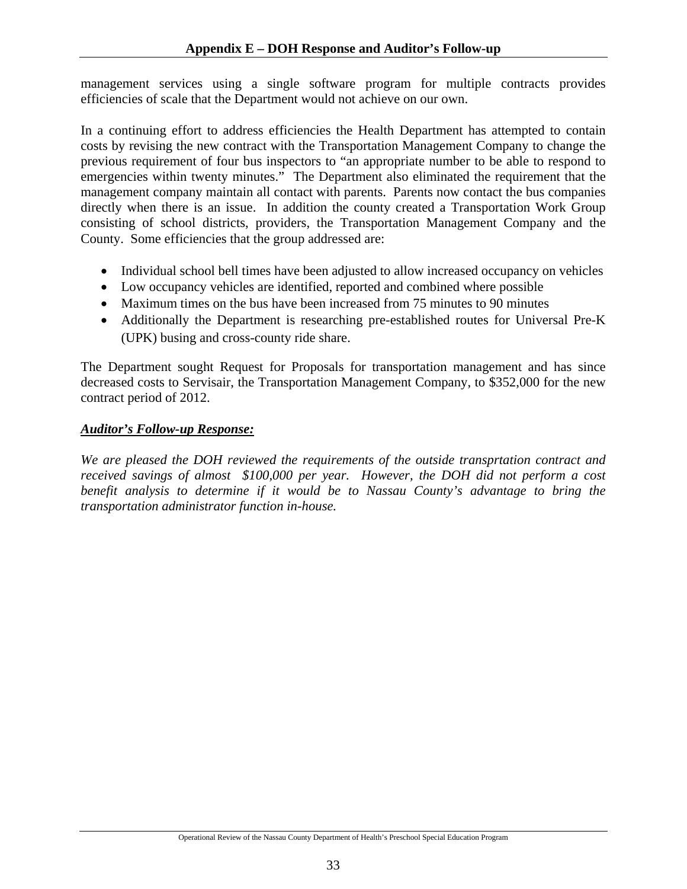## Appendix E – DOH Response and Auditor's Follow-up

management services using a single software program for multiple contracts provides efficiencies of scale that the Department would not achieve on our own.

In a continuing effort to address efficiencies the Health Department has attempted to contain costs by revising the new contract with the Transportation Management Company to change the previous requirement of four bus inspectors to "an appropriate number to be able to respond to emergencies within twenty minutes." The Department also eliminated the requirement that the management company maintain all contact with parents. Parents now contact the bus companies directly when there is an issue. In addition the county created a Transportation Work Group consisting of school districts, providers, the Transportation Management Company and the County. Some efficiencies that the group addressed are:

- Individual school bell times have been adjusted to allow increased occupancy on vehicles
- Low occupancy vehicles are identified, reported and combined where possible
- Maximum times on the bus have been increased from 75 minutes to 90 minutes
- Additionally the Department is researching pre-established routes for Universal Pre-K (UPK) busing and cross-county ride share.

The Department sought Request for Proposals for transportation management and has since decreased costs to Servisair, the Transportation Management Company, to $352,000 for the new contract period of 2012.

***<u>Auditor's Follow-up Response:</u>***

*We are pleased the DOH reviewed the requirements of the outside transprtation contract and received savings of almost $100,000 per year. However, the DOH did not perform a cost benefit analysis to determine if it would be to Nassau County's advantage to bring the transportation administrator function in-house.*